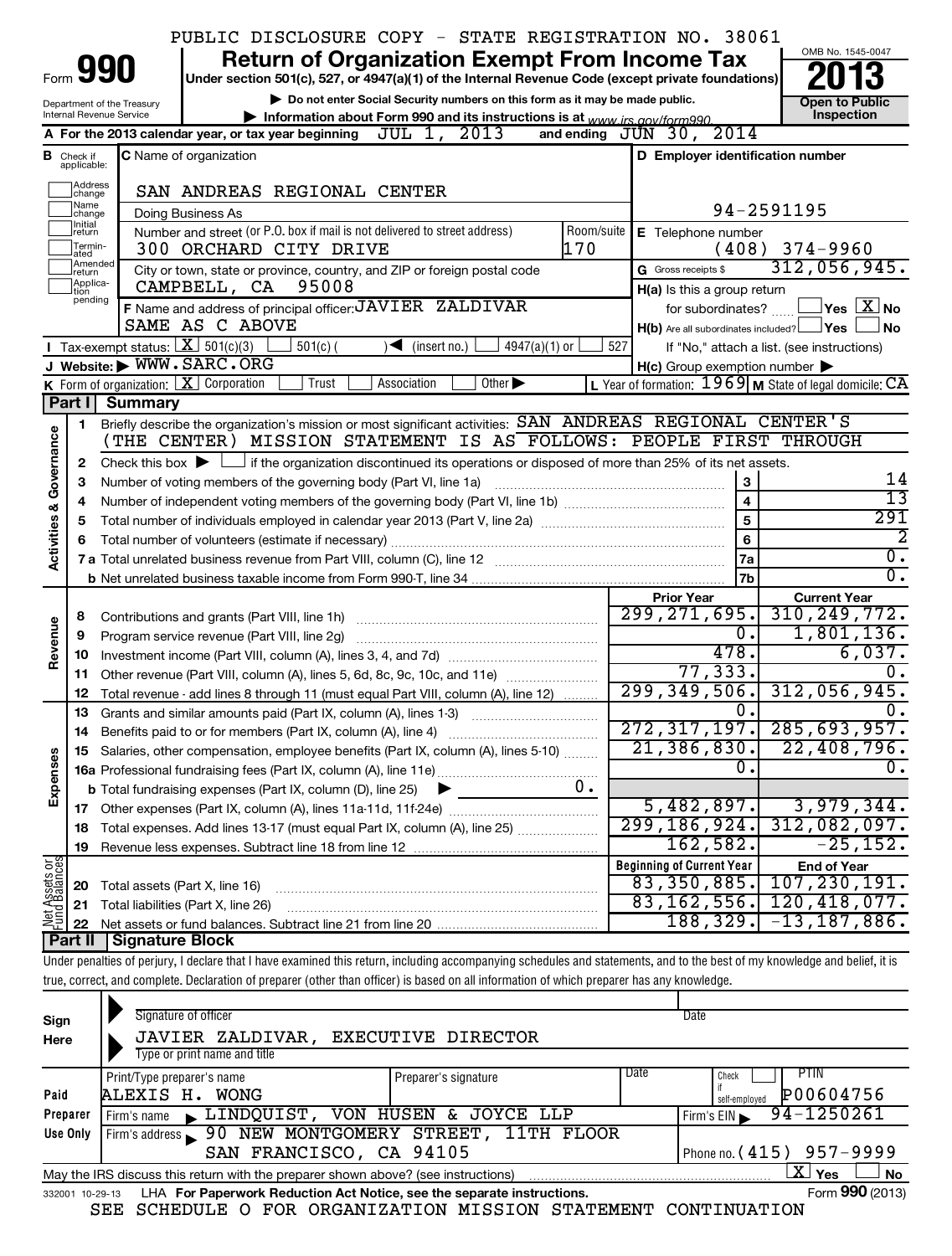PUBLIC DISCLOSURE COPY - STATE REGISTRATION NO. 38061

# Form 990 — Return of Organization Exempt From Income Tax

**Under section 501(c), 527, or 4947(a)(1) of the Internal Revenue Code (except private foundations)**

▶ Do not enter Social Security numbers on this form as it may be made public.

▶ Information about Form 990 and its instructions is at www.irs.gov/form990.

Department of the Treasury
Internal Revenue Service

OMB No. 1545-0047

**2013**

**Open to Public Inspection**

**A** For the 2013 calendar year, or tax year beginning JUL 1, 2013 and ending JUN 30, 2014

**B** Check if applicable: Address change / Name change / Initial return / Terminated / Amended return / Application pending

**C** Name of organization: SAN ANDREAS REGIONAL CENTER

Doing Business As

Number and street (or P.O. box if mail is not delivered to street address): 300 ORCHARD CITY DRIVE — Room/suite: 170

City or town, state or province, country, and ZIP or foreign postal code: CAMPBELL, CA 95008

**D** Employer identification number: 94-2591195

**E** Telephone number: (408) 374-9960

**G** Gross receipts $ 312,056,945.

**F** Name and address of principal officer: JAVIER ZALDIVAR, SAME AS C ABOVE

**H(a)** Is this a group return for subordinates? ☐ Yes ☒ No

**H(b)** Are all subordinates included? ☐ Yes ☐ No — If "No," attach a list. (see instructions)

**I** Tax-exempt status: ☒ 501(c)(3) ☐ 501(c) ( ) ◀ (insert no.) ☐ 4947(a)(1) or ☐ 527

**J** Website: ▶ WWW.SARC.ORG

**H(c)** Group exemption number ▶

**K** Form of organization: ☒ Corporation ☐ Trust ☐ Association ☐ Other ▶

**L** Year of formation: 1969 **M** State of legal domicile: CA

## Part I Summary

**Activities & Governance**

1. Briefly describe the organization's mission or most significant activities: SAN ANDREAS REGIONAL CENTER'S (THE CENTER) MISSION STATEMENT IS AS FOLLOWS: PEOPLE FIRST THROUGH
2. Check this box ▶ ☐ if the organization discontinued its operations or disposed of more than 25% of its net assets.

| Line | Description | | Value |
|---|---|---|---|
| 3 | Number of voting members of the governing body (Part VI, line 1a) | 3 | 14 |
| 4 | Number of independent voting members of the governing body (Part VI, line 1b) | 4 | 13 |
| 5 | Total number of individuals employed in calendar year 2013 (Part V, line 2a) | 5 | 291 |
| 6 | Total number of volunteers (estimate if necessary) | 6 | 2 |
| 7a | Total unrelated business revenue from Part VIII, column (C), line 12 | 7a | 0. |
| b | Net unrelated business taxable income from Form 990-T, line 34 | 7b | 0. |

| Line | Description | Prior Year | Current Year |
|---|---|---|---|
| **Revenue** | | | |
| 8 | Contributions and grants (Part VIII, line 1h) | 299,271,695. | 310,249,772. |
| 9 | Program service revenue (Part VIII, line 2g) | 0. | 1,801,136. |
| 10 | Investment income (Part VIII, column (A), lines 3, 4, and 7d) | 478. | 6,037. |
| 11 | Other revenue (Part VIII, column (A), lines 5, 6d, 8c, 9c, 10c, and 11e) | 77,333. | 0. |
| 12 | Total revenue - add lines 8 through 11 (must equal Part VIII, column (A), line 12) | 299,349,506. | 312,056,945. |
| **Expenses** | | | |
| 13 | Grants and similar amounts paid (Part IX, column (A), lines 1-3) | 0. | 0. |
| 14 | Benefits paid to or for members (Part IX, column (A), line 4) | 272,317,197. | 285,693,957. |
| 15 | Salaries, other compensation, employee benefits (Part IX, column (A), lines 5-10) | 21,386,830. | 22,408,796. |
| 16a | Professional fundraising fees (Part IX, column (A), line 11e) | 0. | 0. |
| b | Total fundraising expenses (Part IX, column (D), line 25) ▶ 0. | | |
| 17 | Other expenses (Part IX, column (A), lines 11a-11d, 11f-24e) | 5,482,897. | 3,979,344. |
| 18 | Total expenses. Add lines 13-17 (must equal Part IX, column (A), line 25) | 299,186,924. | 312,082,097. |
| 19 | Revenue less expenses. Subtract line 18 from line 12 | 162,582. | -25,152. |
| **Net Assets or Fund Balances** | | **Beginning of Current Year** | **End of Year** |
| 20 | Total assets (Part X, line 16) | 83,350,885. | 107,230,191. |
| 21 | Total liabilities (Part X, line 26) | 83,162,556. | 120,418,077. |
| 22 | Net assets or fund balances. Subtract line 21 from line 20 | 188,329. | -13,187,886. |

## Part II Signature Block

Under penalties of perjury, I declare that I have examined this return, including accompanying schedules and statements, and to the best of my knowledge and belief, it is true, correct, and complete. Declaration of preparer (other than officer) is based on all information of which preparer has any knowledge.

**Sign Here**

Signature of officer — Date

JAVIER ZALDIVAR, EXECUTIVE DIRECTOR
Type or print name and title

**Paid Preparer Use Only**

| Print/Type preparer's name | Preparer's signature | Date | Check if self-employed | PTIN |
|---|---|---|---|---|
| ALEXIS H. WONG | | | ☐ | P00604756 |

Firm's name ▶ LINDQUIST, VON HUSEN & JOYCE LLP — Firm's EIN ▶ 94-1250261

Firm's address ▶ 90 NEW MONTGOMERY STREET, 11TH FLOOR, SAN FRANCISCO, CA 94105 — Phone no. (415) 957-9999

May the IRS discuss this return with the preparer shown above? (see instructions) ☒ Yes ☐ No

332001 10-29-13 LHA For Paperwork Reduction Act Notice, see the separate instructions. Form **990** (2013)

SEE SCHEDULE O FOR ORGANIZATION MISSION STATEMENT CONTINUATION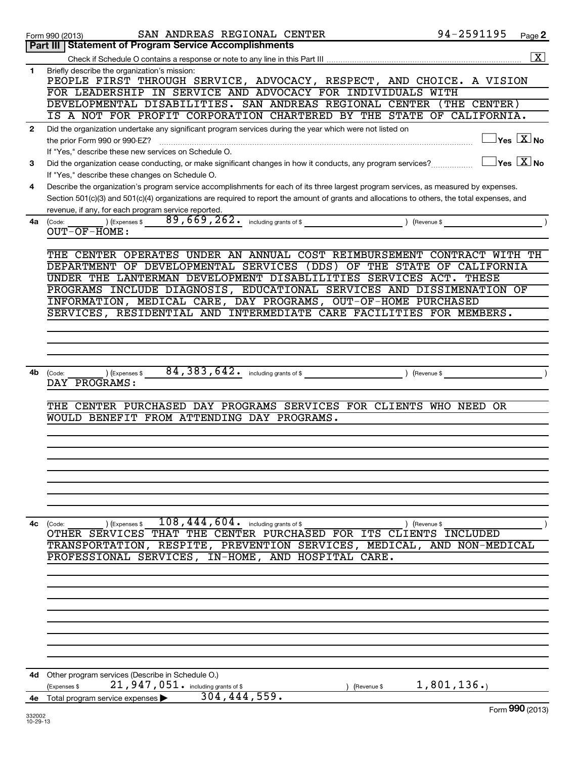Form 990 (2013) SAN ANDREAS REGIONAL CENTER 94-2591195

## Part III Statement of Program Service Accomplishments

Check if Schedule O contains a response or note to any line in this Part III [X]

**1** Briefly describe the organization's mission:

PEOPLE FIRST THROUGH SERVICE, ADVOCACY, RESPECT, AND CHOICE. A VISION FOR LEADERSHIP IN SERVICE AND ADVOCACY FOR INDIVIDUALS WITH DEVELOPMENTAL DISABILITIES. SAN ANDREAS REGIONAL CENTER (THE CENTER) IS A NOT FOR PROFIT CORPORATION CHARTERED BY THE STATE OF CALIFORNIA.

**2** Did the organization undertake any significant program services during the year which were not listed on the prior Form 990 or 990-EZ? [ ] Yes [X] No

If "Yes," describe these new services on Schedule O.

**3** Did the organization cease conducting, or make significant changes in how it conducts, any program services? [ ] Yes [X] No

If "Yes," describe these changes on Schedule O.

**4** Describe the organization's program service accomplishments for each of its three largest program services, as measured by expenses. Section 501(c)(3) and 501(c)(4) organizations are required to report the amount of grants and allocations to others, the total expenses, and revenue, if any, for each program service reported.

**4a** (Code: ) (Expenses $ 89,669,262. including grants of $ ) (Revenue $ )

OUT-OF-HOME:

THE CENTER OPERATES UNDER AN ANNUAL COST REIMBURSEMENT CONTRACT WITH TH DEPARTMENT OF DEVELOPMENTAL SERVICES (DDS) OF THE STATE OF CALIFORNIA UNDER THE LANTERMAN DEVELOPMENT DISABLILITIES SERVICES ACT. THESE PROGRAMS INCLUDE DIAGNOSIS, EDUCATIONAL SERVICES AND DISSIMENATION OF INFORMATION, MEDICAL CARE, DAY PROGRAMS, OUT-OF-HOME PURCHASED SERVICES, RESIDENTIAL AND INTERMEDIATE CARE FACILITIES FOR MEMBERS.

**4b** (Code: ) (Expenses $ 84,383,642. including grants of $ ) (Revenue $ )

DAY PROGRAMS:

THE CENTER PURCHASED DAY PROGRAMS SERVICES FOR CLIENTS WHO NEED OR WOULD BENEFIT FROM ATTENDING DAY PROGRAMS.

**4c** (Code: ) (Expenses $ 108,444,604. including grants of $ ) (Revenue $ )

OTHER SERVICES THAT THE CENTER PURCHASED FOR ITS CLIENTS INCLUDED TRANSPORTATION, RESPITE, PREVENTION SERVICES, MEDICAL, AND NON-MEDICAL PROFESSIONAL SERVICES, IN-HOME, AND HOSPITAL CARE.

**4d** Other program services (Describe in Schedule O.)

(Expenses $ 21,947,051. including grants of $ ) (Revenue $ 1,801,136.)

**4e** Total program service expenses ▶ 304,444,559.

Form **990** (2013)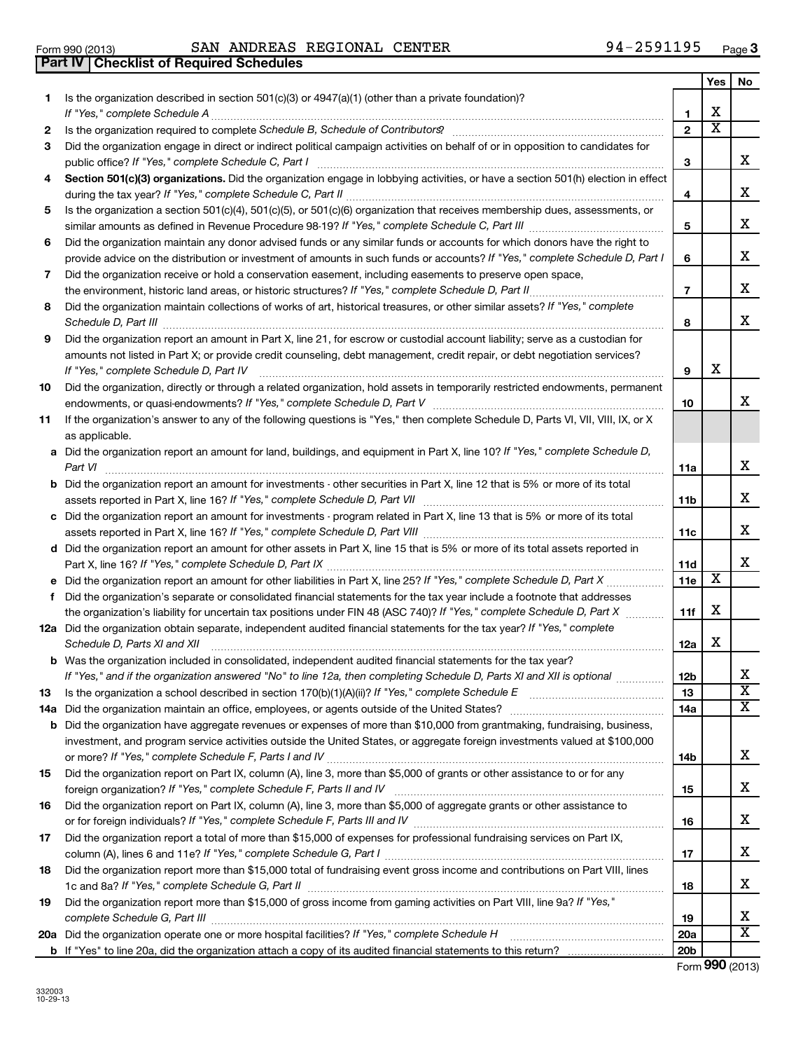Form 990 (2013) SAN ANDREAS REGIONAL CENTER 94-2591195 Page 3

**Part IV Checklist of Required Schedules**

| | | | Yes | No |
|---|---|---|---|---|
| 1 | Is the organization described in section 501(c)(3) or 4947(a)(1) (other than a private foundation)? *If "Yes," complete Schedule A* | 1 | X | |
| 2 | Is the organization required to complete *Schedule B, Schedule of Contributors*? | 2 | X | |
| 3 | Did the organization engage in direct or indirect political campaign activities on behalf of or in opposition to candidates for public office? *If "Yes," complete Schedule C, Part I* | 3 | | X |
| 4 | **Section 501(c)(3) organizations.** Did the organization engage in lobbying activities, or have a section 501(h) election in effect during the tax year? *If "Yes," complete Schedule C, Part II* | 4 | | X |
| 5 | Is the organization a section 501(c)(4), 501(c)(5), or 501(c)(6) organization that receives membership dues, assessments, or similar amounts as defined in Revenue Procedure 98-19? *If "Yes," complete Schedule C, Part III* | 5 | | X |
| 6 | Did the organization maintain any donor advised funds or any similar funds or accounts for which donors have the right to provide advice on the distribution or investment of amounts in such funds or accounts? *If "Yes," complete Schedule D, Part I* | 6 | | X |
| 7 | Did the organization receive or hold a conservation easement, including easements to preserve open space, the environment, historic land areas, or historic structures? *If "Yes," complete Schedule D, Part II* | 7 | | X |
| 8 | Did the organization maintain collections of works of art, historical treasures, or other similar assets? *If "Yes," complete Schedule D, Part III* | 8 | | X |
| 9 | Did the organization report an amount in Part X, line 21, for escrow or custodial account liability; serve as a custodian for amounts not listed in Part X; or provide credit counseling, debt management, credit repair, or debt negotiation services? *If "Yes," complete Schedule D, Part IV* | 9 | X | |
| 10 | Did the organization, directly or through a related organization, hold assets in temporarily restricted endowments, permanent endowments, or quasi-endowments? *If "Yes," complete Schedule D, Part V* | 10 | | X |
| 11 | If the organization's answer to any of the following questions is "Yes," then complete Schedule D, Parts VI, VII, VIII, IX, or X as applicable. | | | |
| a | Did the organization report an amount for land, buildings, and equipment in Part X, line 10? *If "Yes," complete Schedule D, Part VI* | 11a | | X |
| b | Did the organization report an amount for investments - other securities in Part X, line 12 that is 5% or more of its total assets reported in Part X, line 16? *If "Yes," complete Schedule D, Part VII* | 11b | | X |
| c | Did the organization report an amount for investments - program related in Part X, line 13 that is 5% or more of its total assets reported in Part X, line 16? *If "Yes," complete Schedule D, Part VIII* | 11c | | X |
| d | Did the organization report an amount for other assets in Part X, line 15 that is 5% or more of its total assets reported in Part X, line 16? *If "Yes," complete Schedule D, Part IX* | 11d | | X |
| e | Did the organization report an amount for other liabilities in Part X, line 25? *If "Yes," complete Schedule D, Part X* | 11e | X | |
| f | Did the organization's separate or consolidated financial statements for the tax year include a footnote that addresses the organization's liability for uncertain tax positions under FIN 48 (ASC 740)? *If "Yes," complete Schedule D, Part X* | 11f | X | |
| 12a | Did the organization obtain separate, independent audited financial statements for the tax year? *If "Yes," complete Schedule D, Parts XI and XII* | 12a | X | |
| b | Was the organization included in consolidated, independent audited financial statements for the tax year? *If "Yes," and if the organization answered "No" to line 12a, then completing Schedule D, Parts XI and XII is optional* | 12b | | X |
| 13 | Is the organization a school described in section 170(b)(1)(A)(ii)? *If "Yes," complete Schedule E* | 13 | | X |
| 14a | Did the organization maintain an office, employees, or agents outside of the United States? | 14a | | X |
| b | Did the organization have aggregate revenues or expenses of more than $10,000 from grantmaking, fundraising, business, investment, and program service activities outside the United States, or aggregate foreign investments valued at $100,000 or more? *If "Yes," complete Schedule F, Parts I and IV* | 14b | | X |
| 15 | Did the organization report on Part IX, column (A), line 3, more than $5,000 of grants or other assistance to or for any foreign organization? *If "Yes," complete Schedule F, Parts II and IV* | 15 | | X |
| 16 | Did the organization report on Part IX, column (A), line 3, more than $5,000 of aggregate grants or other assistance to or for foreign individuals? *If "Yes," complete Schedule F, Parts III and IV* | 16 | | X |
| 17 | Did the organization report a total of more than $15,000 of expenses for professional fundraising services on Part IX, column (A), lines 6 and 11e? *If "Yes," complete Schedule G, Part I* | 17 | | X |
| 18 | Did the organization report more than $15,000 total of fundraising event gross income and contributions on Part VIII, lines 1c and 8a? *If "Yes," complete Schedule G, Part II* | 18 | | X |
| 19 | Did the organization report more than $15,000 of gross income from gaming activities on Part VIII, line 9a? *If "Yes," complete Schedule G, Part III* | 19 | | X |
| 20a | Did the organization operate one or more hospital facilities? *If "Yes," complete Schedule H* | 20a | | X |
| b | If "Yes" to line 20a, did the organization attach a copy of its audited financial statements to this return? | 20b | | |

Form **990** (2013)

332003 10-29-13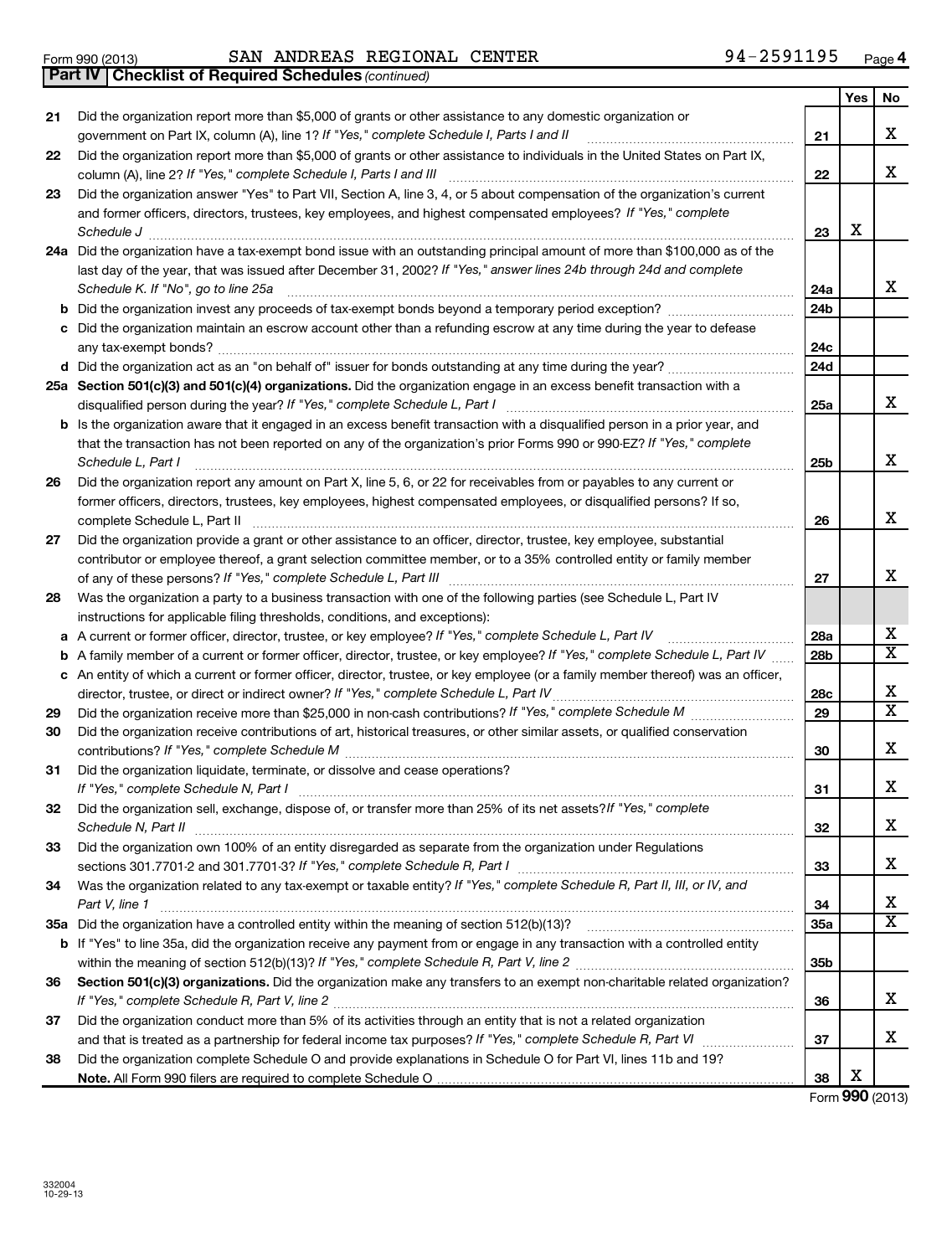Form 990 (2013) SAN ANDREAS REGIONAL CENTER 94-2591195 Page 4

**Part IV Checklist of Required Schedules** *(continued)*

| | | | Yes | No |
|---|---|---|---|---|
| 21 | Did the organization report more than $5,000 of grants or other assistance to any domestic organization or government on Part IX, column (A), line 1? *If "Yes," complete Schedule I, Parts I and II* | 21 | | X |
| 22 | Did the organization report more than $5,000 of grants or other assistance to individuals in the United States on Part IX, column (A), line 2? *If "Yes," complete Schedule I, Parts I and III* | 22 | | X |
| 23 | Did the organization answer "Yes" to Part VII, Section A, line 3, 4, or 5 about compensation of the organization's current and former officers, directors, trustees, key employees, and highest compensated employees? *If "Yes," complete Schedule J* | 23 | X | |
| 24a | Did the organization have a tax-exempt bond issue with an outstanding principal amount of more than $100,000 as of the last day of the year, that was issued after December 31, 2002? *If "Yes," answer lines 24b through 24d and complete Schedule K. If "No", go to line 25a* | 24a | | X |
| b | Did the organization invest any proceeds of tax-exempt bonds beyond a temporary period exception? | 24b | | |
| c | Did the organization maintain an escrow account other than a refunding escrow at any time during the year to defease any tax-exempt bonds? | 24c | | |
| d | Did the organization act as an "on behalf of" issuer for bonds outstanding at any time during the year? | 24d | | |
| 25a | **Section 501(c)(3) and 501(c)(4) organizations.** Did the organization engage in an excess benefit transaction with a disqualified person during the year? *If "Yes," complete Schedule L, Part I* | 25a | | X |
| b | Is the organization aware that it engaged in an excess benefit transaction with a disqualified person in a prior year, and that the transaction has not been reported on any of the organization's prior Forms 990 or 990-EZ? *If "Yes," complete Schedule L, Part I* | 25b | | X |
| 26 | Did the organization report any amount on Part X, line 5, 6, or 22 for receivables from or payables to any current or former officers, directors, trustees, key employees, highest compensated employees, or disqualified persons? If so, complete Schedule L, Part II | 26 | | X |
| 27 | Did the organization provide a grant or other assistance to an officer, director, trustee, key employee, substantial contributor or employee thereof, a grant selection committee member, or to a 35% controlled entity or family member of any of these persons? *If "Yes," complete Schedule L, Part III* | 27 | | X |
| 28 | Was the organization a party to a business transaction with one of the following parties (see Schedule L, Part IV instructions for applicable filing thresholds, conditions, and exceptions): | | | |
| a | A current or former officer, director, trustee, or key employee? *If "Yes," complete Schedule L, Part IV* | 28a | | X |
| b | A family member of a current or former officer, director, trustee, or key employee? *If "Yes," complete Schedule L, Part IV* | 28b | | X |
| c | An entity of which a current or former officer, director, trustee, or key employee (or a family member thereof) was an officer, director, trustee, or direct or indirect owner? *If "Yes," complete Schedule L, Part IV* | 28c | | X |
| 29 | Did the organization receive more than $25,000 in non-cash contributions? *If "Yes," complete Schedule M* | 29 | | X |
| 30 | Did the organization receive contributions of art, historical treasures, or other similar assets, or qualified conservation contributions? *If "Yes," complete Schedule M* | 30 | | X |
| 31 | Did the organization liquidate, terminate, or dissolve and cease operations? *If "Yes," complete Schedule N, Part I* | 31 | | X |
| 32 | Did the organization sell, exchange, dispose of, or transfer more than 25% of its net assets? *If "Yes," complete Schedule N, Part II* | 32 | | X |
| 33 | Did the organization own 100% of an entity disregarded as separate from the organization under Regulations sections 301.7701-2 and 301.7701-3? *If "Yes," complete Schedule R, Part I* | 33 | | X |
| 34 | Was the organization related to any tax-exempt or taxable entity? *If "Yes," complete Schedule R, Part II, III, or IV, and Part V, line 1* | 34 | | X |
| 35a | Did the organization have a controlled entity within the meaning of section 512(b)(13)? | 35a | | X |
| b | If "Yes" to line 35a, did the organization receive any payment from or engage in any transaction with a controlled entity within the meaning of section 512(b)(13)? *If "Yes," complete Schedule R, Part V, line 2* | 35b | | |
| 36 | **Section 501(c)(3) organizations.** Did the organization make any transfers to an exempt non-charitable related organization? *If "Yes," complete Schedule R, Part V, line 2* | 36 | | X |
| 37 | Did the organization conduct more than 5% of its activities through an entity that is not a related organization and that is treated as a partnership for federal income tax purposes? *If "Yes," complete Schedule R, Part VI* | 37 | | X |
| 38 | Did the organization complete Schedule O and provide explanations in Schedule O for Part VI, lines 11b and 19? **Note.** All Form 990 filers are required to complete Schedule O | 38 | X | |

Form **990** (2013)

332004 10-29-13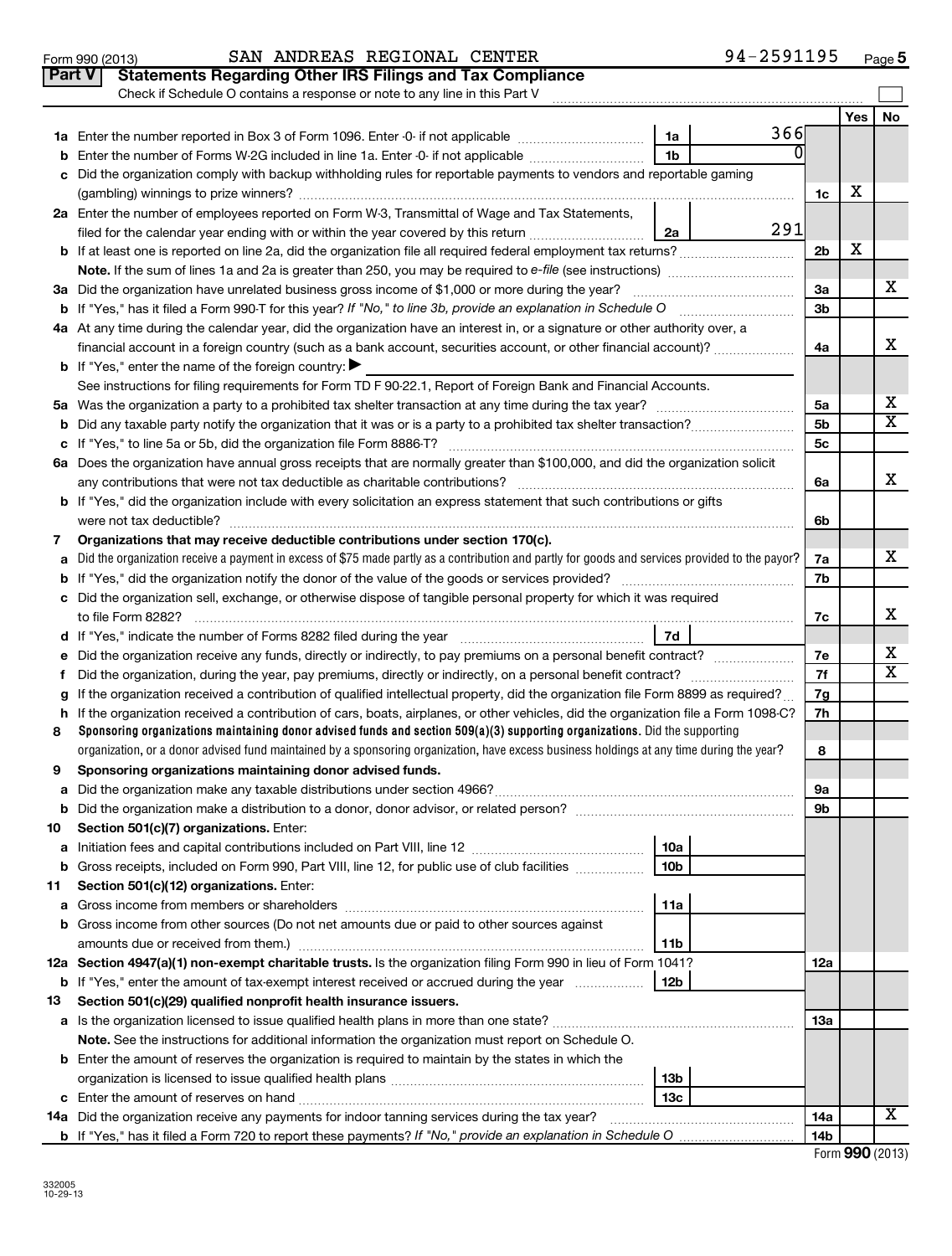Form 990 (2013) SAN ANDREAS REGIONAL CENTER 94-2591195 Page 5

## Part V Statements Regarding Other IRS Filings and Tax Compliance

Check if Schedule O contains a response or note to any line in this Part V

| | | | | | Yes | No |
|---|---|---|---|---|---|---|
| **1a** | Enter the number reported in Box 3 of Form 1096. Enter -0- if not applicable | 1a | 366 | | | |
| **b** | Enter the number of Forms W-2G included in line 1a. Enter -0- if not applicable | 1b | 0 | | | |
| **c** | Did the organization comply with backup withholding rules for reportable payments to vendors and reportable gaming (gambling) winnings to prize winners? | | | 1c | X | |
| **2a** | Enter the number of employees reported on Form W-3, Transmittal of Wage and Tax Statements, filed for the calendar year ending with or within the year covered by this return | 2a | 291 | | | |
| **b** | If at least one is reported on line 2a, did the organization file all required federal employment tax returns? | | | 2b | X | |
| | **Note.** If the sum of lines 1a and 2a is greater than 250, you may be required to *e-file* (see instructions) | | | | | |
| **3a** | Did the organization have unrelated business gross income of $1,000 or more during the year? | | | 3a | | X |
| **b** | If "Yes," has it filed a Form 990-T for this year? *If "No," to line 3b, provide an explanation in Schedule O* | | | 3b | | |
| **4a** | At any time during the calendar year, did the organization have an interest in, or a signature or other authority over, a financial account in a foreign country (such as a bank account, securities account, or other financial account)? | | | 4a | | X |
| **b** | If "Yes," enter the name of the foreign country: ▶ | | | | | |
| | See instructions for filing requirements for Form TD F 90-22.1, Report of Foreign Bank and Financial Accounts. | | | | | |
| **5a** | Was the organization a party to a prohibited tax shelter transaction at any time during the tax year? | | | 5a | | X |
| **b** | Did any taxable party notify the organization that it was or is a party to a prohibited tax shelter transaction? | | | 5b | | X |
| **c** | If "Yes," to line 5a or 5b, did the organization file Form 8886-T? | | | 5c | | |
| **6a** | Does the organization have annual gross receipts that are normally greater than $100,000, and did the organization solicit any contributions that were not tax deductible as charitable contributions? | | | 6a | | X |
| **b** | If "Yes," did the organization include with every solicitation an express statement that such contributions or gifts were not tax deductible? | | | 6b | | |
| **7** | **Organizations that may receive deductible contributions under section 170(c).** | | | | | |
| **a** | Did the organization receive a payment in excess of $75 made partly as a contribution and partly for goods and services provided to the payor? | | | 7a | | X |
| **b** | If "Yes," did the organization notify the donor of the value of the goods or services provided? | | | 7b | | |
| **c** | Did the organization sell, exchange, or otherwise dispose of tangible personal property for which it was required to file Form 8282? | | | 7c | | X |
| **d** | If "Yes," indicate the number of Forms 8282 filed during the year | 7d | | | | |
| **e** | Did the organization receive any funds, directly or indirectly, to pay premiums on a personal benefit contract? | | | 7e | | X |
| **f** | Did the organization, during the year, pay premiums, directly or indirectly, on a personal benefit contract? | | | 7f | | X |
| **g** | If the organization received a contribution of qualified intellectual property, did the organization file Form 8899 as required? | | | 7g | | |
| **h** | If the organization received a contribution of cars, boats, airplanes, or other vehicles, did the organization file a Form 1098-C? | | | 7h | | |
| **8** | **Sponsoring organizations maintaining donor advised funds and section 509(a)(3) supporting organizations.** Did the supporting organization, or a donor advised fund maintained by a sponsoring organization, have excess business holdings at any time during the year? | | | 8 | | |
| **9** | **Sponsoring organizations maintaining donor advised funds.** | | | | | |
| **a** | Did the organization make any taxable distributions under section 4966? | | | 9a | | |
| **b** | Did the organization make a distribution to a donor, donor advisor, or related person? | | | 9b | | |
| **10** | **Section 501(c)(7) organizations.** Enter: | | | | | |
| **a** | Initiation fees and capital contributions included on Part VIII, line 12 | 10a | | | | |
| **b** | Gross receipts, included on Form 990, Part VIII, line 12, for public use of club facilities | 10b | | | | |
| **11** | **Section 501(c)(12) organizations.** Enter: | | | | | |
| **a** | Gross income from members or shareholders | 11a | | | | |
| **b** | Gross income from other sources (Do not net amounts due or paid to other sources against amounts due or received from them.) | 11b | | | | |
| **12a** | **Section 4947(a)(1) non-exempt charitable trusts.** Is the organization filing Form 990 in lieu of Form 1041? | | | 12a | | |
| **b** | If "Yes," enter the amount of tax-exempt interest received or accrued during the year | 12b | | | | |
| **13** | **Section 501(c)(29) qualified nonprofit health insurance issuers.** | | | | | |
| **a** | Is the organization licensed to issue qualified health plans in more than one state? | | | 13a | | |
| | **Note.** See the instructions for additional information the organization must report on Schedule O. | | | | | |
| **b** | Enter the amount of reserves the organization is required to maintain by the states in which the organization is licensed to issue qualified health plans | 13b | | | | |
| **c** | Enter the amount of reserves on hand | 13c | | | | |
| **14a** | Did the organization receive any payments for indoor tanning services during the tax year? | | | 14a | | X |
| **b** | If "Yes," has it filed a Form 720 to report these payments? *If "No," provide an explanation in Schedule O* | | | 14b | | |

Form **990** (2013)

332005 10-29-13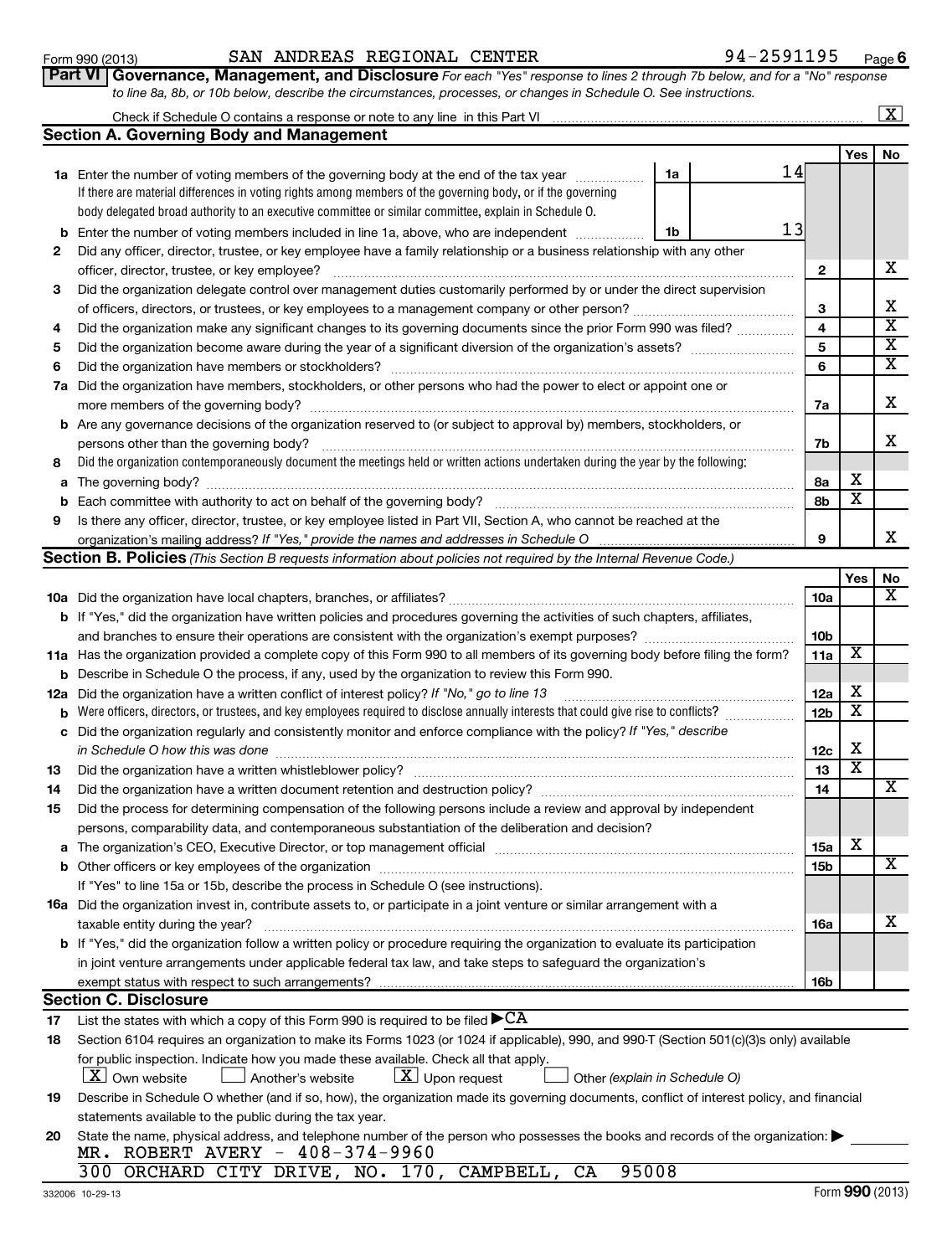Form 990 (2013) SAN ANDREAS REGIONAL CENTER 94-2591195 Page 6

**Part VI Governance, Management, and Disclosure** *For each "Yes" response to lines 2 through 7b below, and for a "No" response to line 8a, 8b, or 10b below, describe the circumstances, processes, or changes in Schedule O. See instructions.*

Check if Schedule O contains a response or note to any line in this Part VI [X]

## Section A. Governing Body and Management

| | | | | Yes | No |
|---|---|---|---|---|---|
| 1a | Enter the number of voting members of the governing body at the end of the tax year. If there are material differences in voting rights among members of the governing body, or if the governing body delegated broad authority to an executive committee or similar committee, explain in Schedule O. | 1a | 14 | | |
| b | Enter the number of voting members included in line 1a, above, who are independent | 1b | 13 | | |
| 2 | Did any officer, director, trustee, or key employee have a family relationship or a business relationship with any other officer, director, trustee, or key employee? | | 2 | | X |
| 3 | Did the organization delegate control over management duties customarily performed by or under the direct supervision of officers, directors, or trustees, or key employees to a management company or other person? | | 3 | | X |
| 4 | Did the organization make any significant changes to its governing documents since the prior Form 990 was filed? | | 4 | | X |
| 5 | Did the organization become aware during the year of a significant diversion of the organization's assets? | | 5 | | X |
| 6 | Did the organization have members or stockholders? | | 6 | | X |
| 7a | Did the organization have members, stockholders, or other persons who had the power to elect or appoint one or more members of the governing body? | | 7a | | X |
| b | Are any governance decisions of the organization reserved to (or subject to approval by) members, stockholders, or persons other than the governing body? | | 7b | | X |
| 8 | Did the organization contemporaneously document the meetings held or written actions undertaken during the year by the following: | | | | |
| a | The governing body? | | 8a | X | |
| b | Each committee with authority to act on behalf of the governing body? | | 8b | X | |
| 9 | Is there any officer, director, trustee, or key employee listed in Part VII, Section A, who cannot be reached at the organization's mailing address? *If "Yes," provide the names and addresses in Schedule O* | | 9 | | X |

## Section B. Policies *(This Section B requests information about policies not required by the Internal Revenue Code.)*

| | | | Yes | No |
|---|---|---|---|---|
| 10a | Did the organization have local chapters, branches, or affiliates? | 10a | | X |
| b | If "Yes," did the organization have written policies and procedures governing the activities of such chapters, affiliates, and branches to ensure their operations are consistent with the organization's exempt purposes? | 10b | | |
| 11a | Has the organization provided a complete copy of this Form 990 to all members of its governing body before filing the form? | 11a | X | |
| b | Describe in Schedule O the process, if any, used by the organization to review this Form 990. | | | |
| 12a | Did the organization have a written conflict of interest policy? *If "No," go to line 13* | 12a | X | |
| b | Were officers, directors, or trustees, and key employees required to disclose annually interests that could give rise to conflicts? | 12b | X | |
| c | Did the organization regularly and consistently monitor and enforce compliance with the policy? *If "Yes," describe in Schedule O how this was done* | 12c | X | |
| 13 | Did the organization have a written whistleblower policy? | 13 | X | |
| 14 | Did the organization have a written document retention and destruction policy? | 14 | | X |
| 15 | Did the process for determining compensation of the following persons include a review and approval by independent persons, comparability data, and contemporaneous substantiation of the deliberation and decision? | | | |
| a | The organization's CEO, Executive Director, or top management official | 15a | X | |
| b | Other officers or key employees of the organization | 15b | | X |
| | If "Yes" to line 15a or 15b, describe the process in Schedule O (see instructions). | | | |
| 16a | Did the organization invest in, contribute assets to, or participate in a joint venture or similar arrangement with a taxable entity during the year? | 16a | | X |
| b | If "Yes," did the organization follow a written policy or procedure requiring the organization to evaluate its participation in joint venture arrangements under applicable federal tax law, and take steps to safeguard the organization's exempt status with respect to such arrangements? | 16b | | |

## Section C. Disclosure

17 List the states with which a copy of this Form 990 is required to be filed ▶ CA

18 Section 6104 requires an organization to make its Forms 1023 (or 1024 if applicable), 990, and 990-T (Section 501(c)(3)s only) available for public inspection. Indicate how you made these available. Check all that apply.

[X] Own website [ ] Another's website [X] Upon request [ ] Other *(explain in Schedule O)*

19 Describe in Schedule O whether (and if so, how), the organization made its governing documents, conflict of interest policy, and financial statements available to the public during the tax year.

20 State the name, physical address, and telephone number of the person who possesses the books and records of the organization: ▶

MR. ROBERT AVERY - 408-374-9960
300 ORCHARD CITY DRIVE, NO. 170, CAMPBELL, CA 95008

332006 10-29-13 Form **990** (2013)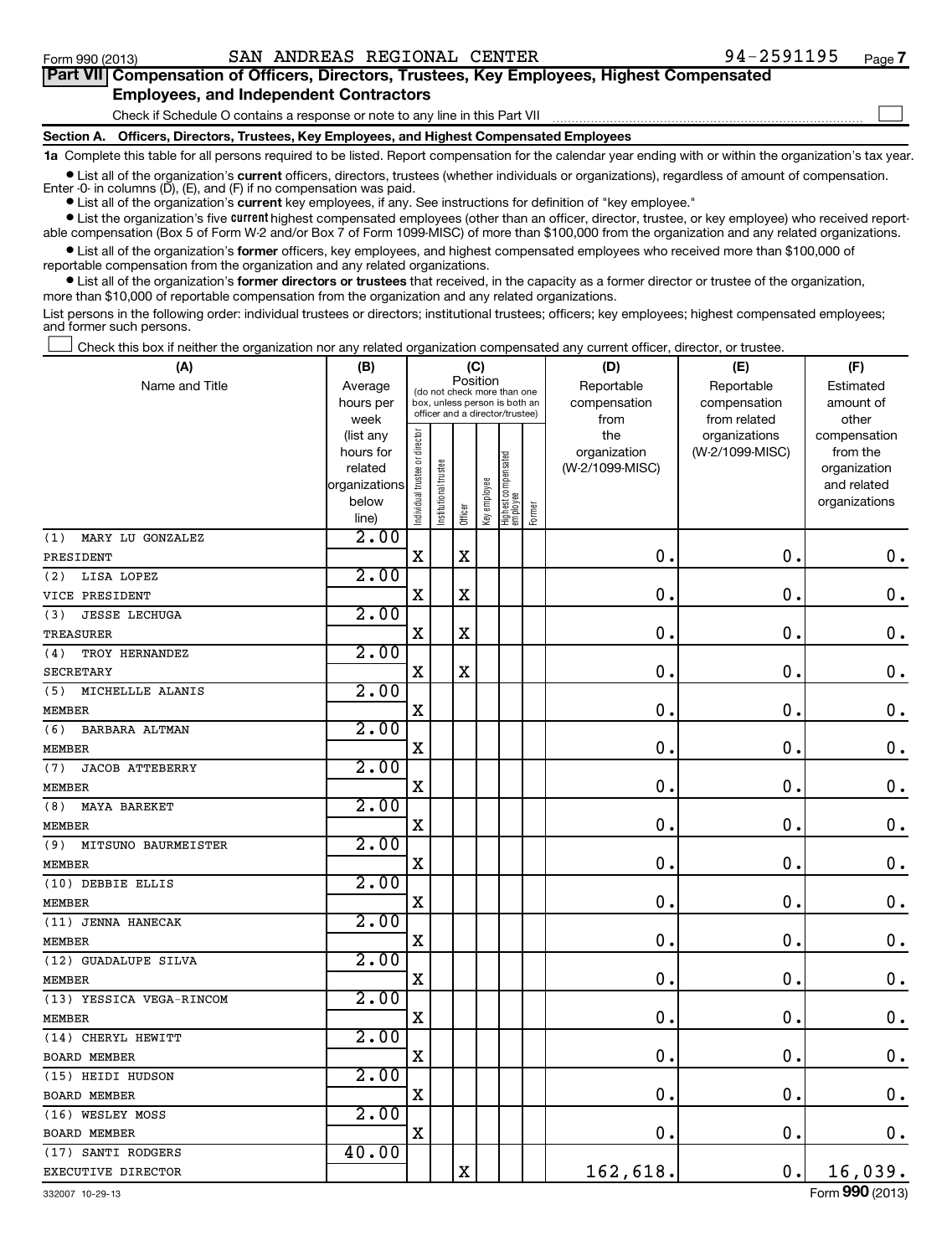Form 990 (2013) SAN ANDREAS REGIONAL CENTER 94-2591195 Page 7

**Part VII Compensation of Officers, Directors, Trustees, Key Employees, Highest Compensated Employees, and Independent Contractors**

Check if Schedule O contains a response or note to any line in this Part VII ☐

**Section A. Officers, Directors, Trustees, Key Employees, and Highest Compensated Employees**

**1a** Complete this table for all persons required to be listed. Report compensation for the calendar year ending with or within the organization's tax year.

- List all of the organization's **current** officers, directors, trustees (whether individuals or organizations), regardless of amount of compensation. Enter -0- in columns (D), (E), and (F) if no compensation was paid.
- List all of the organization's **current** key employees, if any. See instructions for definition of "key employee."
- List the organization's five **current** highest compensated employees (other than an officer, director, trustee, or key employee) who received reportable compensation (Box 5 of Form W-2 and/or Box 7 of Form 1099-MISC) of more than $100,000 from the organization and any related organizations.
- List all of the organization's **former** officers, key employees, and highest compensated employees who received more than $100,000 of reportable compensation from the organization and any related organizations.
- List all of the organization's **former directors or trustees** that received, in the capacity as a former director or trustee of the organization, more than $10,000 of reportable compensation from the organization and any related organizations.

List persons in the following order: individual trustees or directors; institutional trustees; officers; key employees; highest compensated employees; and former such persons.

☐ Check this box if neither the organization nor any related organization compensated any current officer, director, or trustee.

| (A) Name and Title | (B) Average hours per week (list any hours for related organizations below line) | (C) Position: Individual trustee or director | Institutional trustee | Officer | Key employee | Highest compensated employee | Former | (D) Reportable compensation from the organization (W-2/1099-MISC) | (E) Reportable compensation from related organizations (W-2/1099-MISC) | (F) Estimated amount of other compensation from the organization and related organizations |
|---|---|---|---|---|---|---|---|---|---|---|
| (1) MARY LU GONZALEZ<br>PRESIDENT | 2.00 | X | | X | | | | 0. | 0. | 0. |
| (2) LISA LOPEZ<br>VICE PRESIDENT | 2.00 | X | | X | | | | 0. | 0. | 0. |
| (3) JESSE LECHUGA<br>TREASURER | 2.00 | X | | X | | | | 0. | 0. | 0. |
| (4) TROY HERNANDEZ<br>SECRETARY | 2.00 | X | | X | | | | 0. | 0. | 0. |
| (5) MICHELLLE ALANIS<br>MEMBER | 2.00 | X | | | | | | 0. | 0. | 0. |
| (6) BARBARA ALTMAN<br>MEMBER | 2.00 | X | | | | | | 0. | 0. | 0. |
| (7) JACOB ATTEBERRY<br>MEMBER | 2.00 | X | | | | | | 0. | 0. | 0. |
| (8) MAYA BAREKET<br>MEMBER | 2.00 | X | | | | | | 0. | 0. | 0. |
| (9) MITSUNO BAURMEISTER<br>MEMBER | 2.00 | X | | | | | | 0. | 0. | 0. |
| (10) DEBBIE ELLIS<br>MEMBER | 2.00 | X | | | | | | 0. | 0. | 0. |
| (11) JENNA HANECAK<br>MEMBER | 2.00 | X | | | | | | 0. | 0. | 0. |
| (12) GUADALUPE SILVA<br>MEMBER | 2.00 | X | | | | | | 0. | 0. | 0. |
| (13) YESSICA VEGA-RINCOM<br>MEMBER | 2.00 | X | | | | | | 0. | 0. | 0. |
| (14) CHERYL HEWITT<br>BOARD MEMBER | 2.00 | X | | | | | | 0. | 0. | 0. |
| (15) HEIDI HUDSON<br>BOARD MEMBER | 2.00 | X | | | | | | 0. | 0. | 0. |
| (16) WESLEY MOSS<br>BOARD MEMBER | 2.00 | X | | | | | | 0. | 0. | 0. |
| (17) SANTI RODGERS<br>EXECUTIVE DIRECTOR | 40.00 | | | X | | | | 162,618. | 0. | 16,039. |

332007 10-29-13 Form **990** (2013)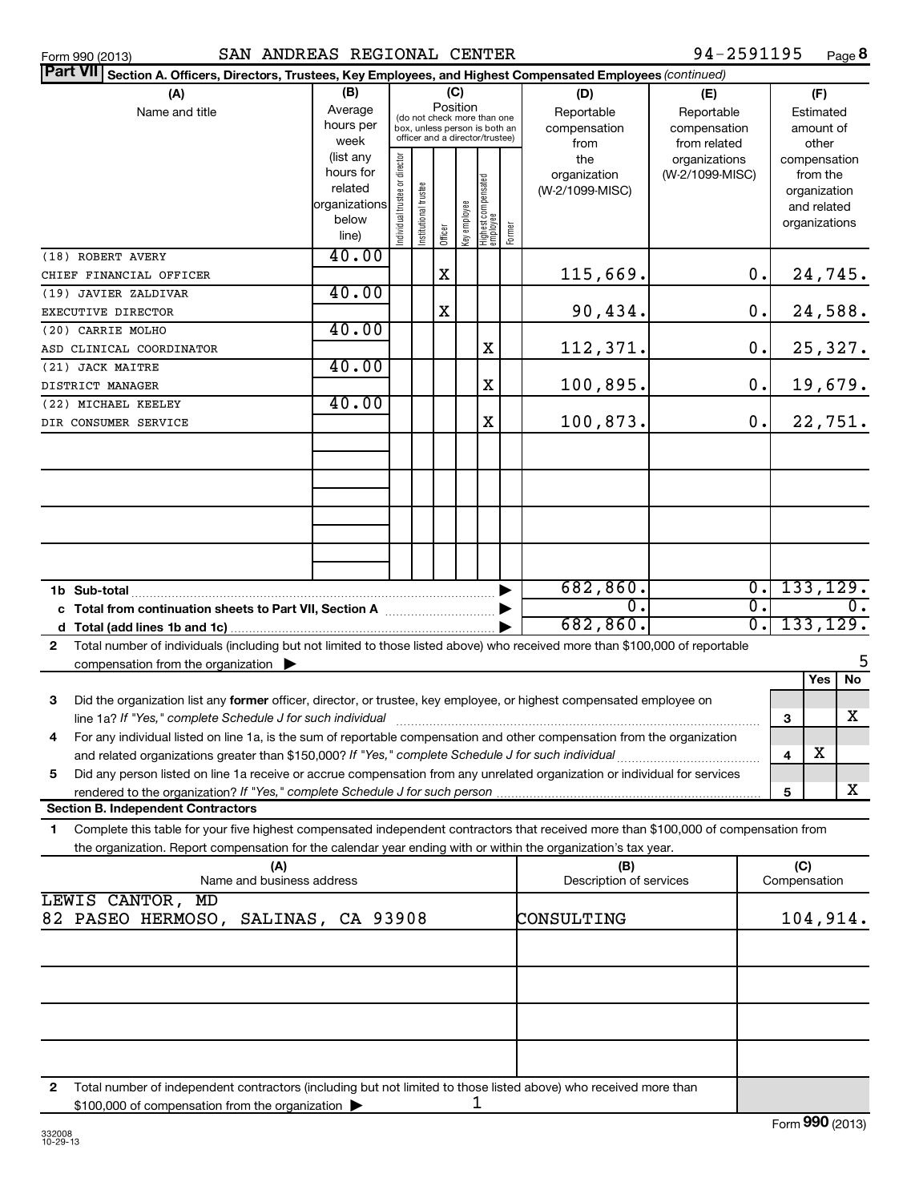Form 990 (2013) SAN ANDREAS REGIONAL CENTER 94-2591195

## Part VII Section A. Officers, Directors, Trustees, Key Employees, and Highest Compensated Employees *(continued)*

| (A) Name and title | (B) Average hours per week (list any hours for related organizations below line) | (C) Position: Individual trustee or director | Institutional trustee | Officer | Key employee | Highest compensated employee | Former | (D) Reportable compensation from the organization (W-2/1099-MISC) | (E) Reportable compensation from related organizations (W-2/1099-MISC) | (F) Estimated amount of other compensation from the organization and related organizations |
|---|---|---|---|---|---|---|---|---|---|---|
| (18) ROBERT AVERY<br>CHIEF FINANCIAL OFFICER | 40.00 | | | X | | | | 115,669. | 0. | 24,745. |
| (19) JAVIER ZALDIVAR<br>EXECUTIVE DIRECTOR | 40.00 | | | X | | | | 90,434. | 0. | 24,588. |
| (20) CARRIE MOLHO<br>ASD CLINICAL COORDINATOR | 40.00 | | | | | X | | 112,371. | 0. | 25,327. |
| (21) JACK MAITRE<br>DISTRICT MANAGER | 40.00 | | | | | X | | 100,895. | 0. | 19,679. |
| (22) MICHAEL KEELEY<br>DIR CONSUMER SERVICE | 40.00 | | | | | X | | 100,873. | 0. | 22,751. |
| **1b Sub-total** | | | | | | | | 682,860. | 0. | 133,129. |
| **c Total from continuation sheets to Part VII, Section A** | | | | | | | | 0. | 0. | 0. |
| **d Total (add lines 1b and 1c)** | | | | | | | | 682,860. | 0. | 133,129. |

2 Total number of individuals (including but not limited to those listed above) who received more than $100,000 of reportable compensation from the organization ▶ 5

| | | Yes | No |
|---|---|---|---|
| 3 Did the organization list any **former** officer, director, or trustee, key employee, or highest compensated employee on line 1a? *If "Yes," complete Schedule J for such individual* | 3 | | X |
| 4 For any individual listed on line 1a, is the sum of reportable compensation and other compensation from the organization and related organizations greater than $150,000? *If "Yes," complete Schedule J for such individual* | 4 | X | |
| 5 Did any person listed on line 1a receive or accrue compensation from any unrelated organization or individual for services rendered to the organization? *If "Yes," complete Schedule J for such person* | 5 | | X |

### Section B. Independent Contractors

1 Complete this table for your five highest compensated independent contractors that received more than $100,000 of compensation from the organization. Report compensation for the calendar year ending with or within the organization's tax year.

| (A) Name and business address | (B) Description of services | (C) Compensation |
|---|---|---|
| LEWIS CANTOR, MD<br>82 PASEO HERMOSO, SALINAS, CA 93908 | CONSULTING | 104,914. |
| | | |
| | | |
| | | |
| | | |

2 Total number of independent contractors (including but not limited to those listed above) who received more than $100,000 of compensation from the organization ▶ 1

Form **990** (2013)

332008
10-29-13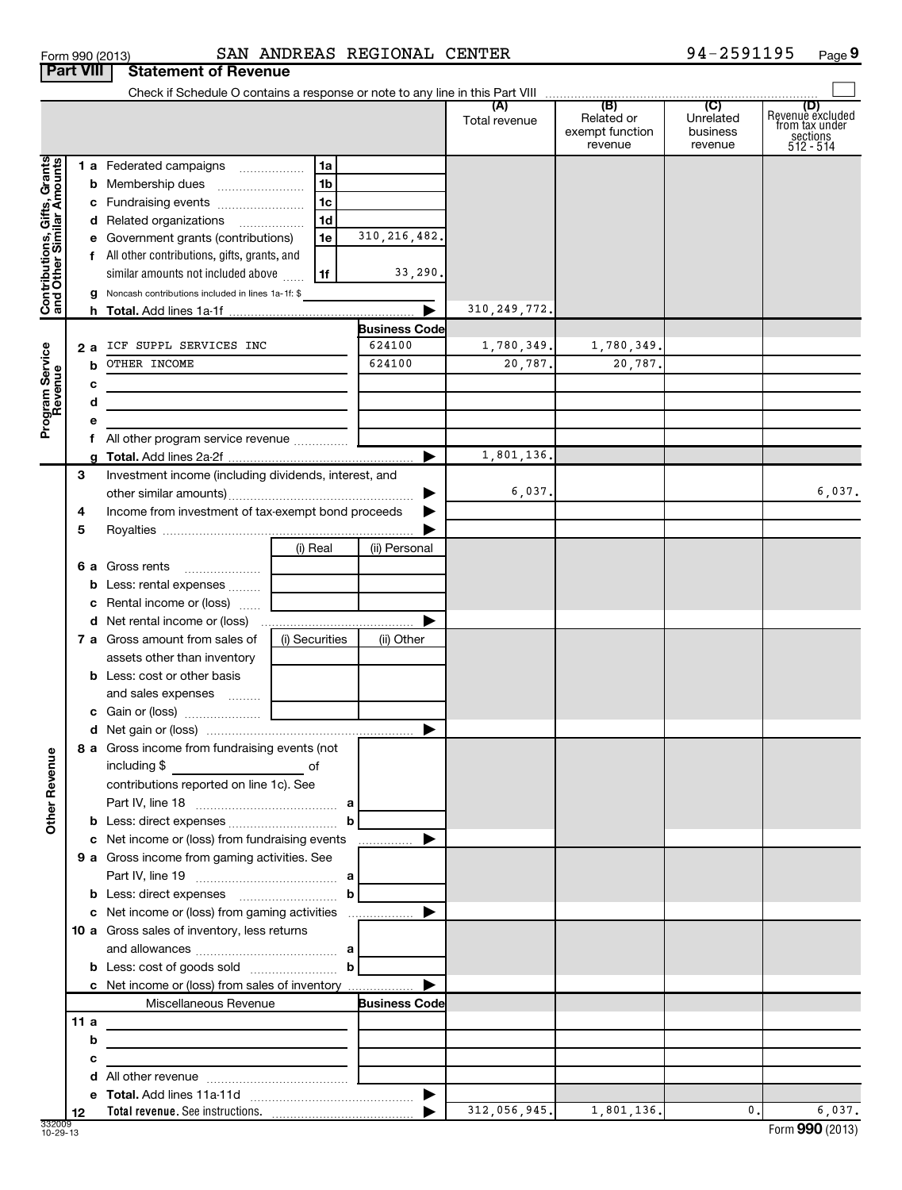Form 990 (2013) SAN ANDREAS REGIONAL CENTER 94-2591195

## Part VIII Statement of Revenue

Check if Schedule O contains a response or note to any line in this Part VIII

| | | | | (A) Total revenue | (B) Related or exempt function revenue | (C) Unrelated business revenue | (D) Revenue excluded from tax under sections 512 - 514 |
|---|---|---|---|---|---|---|---|
| **Contributions, Gifts, Grants and Other Similar Amounts** | 1 a Federated campaigns | 1a | | | | | |
| | b Membership dues | 1b | | | | | |
| | c Fundraising events | 1c | | | | | |
| | d Related organizations | 1d | | | | | |
| | e Government grants (contributions) | 1e | 310,216,482. | | | | |
| | f All other contributions, gifts, grants, and similar amounts not included above | 1f | 33,290. | | | | |
| | g Noncash contributions included in lines 1a-1f: $ | | | | | | |
| | h **Total.** Add lines 1a-1f | | | 310,249,772. | | | |
| **Program Service Revenue** | | | **Business Code** | | | | |
| | 2 a ICF SUPPL SERVICES INC | | 624100 | 1,780,349. | 1,780,349. | | |
| | b OTHER INCOME | | 624100 | 20,787. | 20,787. | | |
| | c | | | | | | |
| | d | | | | | | |
| | e | | | | | | |
| | f All other program service revenue | | | | | | |
| | g **Total.** Add lines 2a-2f | | | 1,801,136. | | | |
| **Other Revenue** | 3 Investment income (including dividends, interest, and other similar amounts) | | | 6,037. | | | 6,037. |
| | 4 Income from investment of tax-exempt bond proceeds | | | | | | |
| | 5 Royalties | | | | | | |
| | | (i) Real | (ii) Personal | | | | |
| | 6 a Gross rents | | | | | | |
| | b Less: rental expenses | | | | | | |
| | c Rental income or (loss) | | | | | | |
| | d Net rental income or (loss) | | | | | | |
| | 7 a Gross amount from sales of assets other than inventory | (i) Securities | (ii) Other | | | | |
| | b Less: cost or other basis and sales expenses | | | | | | |
| | c Gain or (loss) | | | | | | |
| | d Net gain or (loss) | | | | | | |
| | 8 a Gross income from fundraising events (not including $ of contributions reported on line 1c). See Part IV, line 18 | a | | | | | |
| | b Less: direct expenses | b | | | | | |
| | c Net income or (loss) from fundraising events | | | | | | |
| | 9 a Gross income from gaming activities. See Part IV, line 19 | a | | | | | |
| | b Less: direct expenses | b | | | | | |
| | c Net income or (loss) from gaming activities | | | | | | |
| | 10 a Gross sales of inventory, less returns and allowances | a | | | | | |
| | b Less: cost of goods sold | b | | | | | |
| | c Net income or (loss) from sales of inventory | | | | | | |
| | Miscellaneous Revenue | | **Business Code** | | | | |
| | 11 a | | | | | | |
| | b | | | | | | |
| | c | | | | | | |
| | d All other revenue | | | | | | |
| | e **Total.** Add lines 11a-11d | | | | | | |
| | 12 **Total revenue.** See instructions. | | | 312,056,945. | 1,801,136. | 0. | 6,037. |

332009 10-29-13

Form **990** (2013)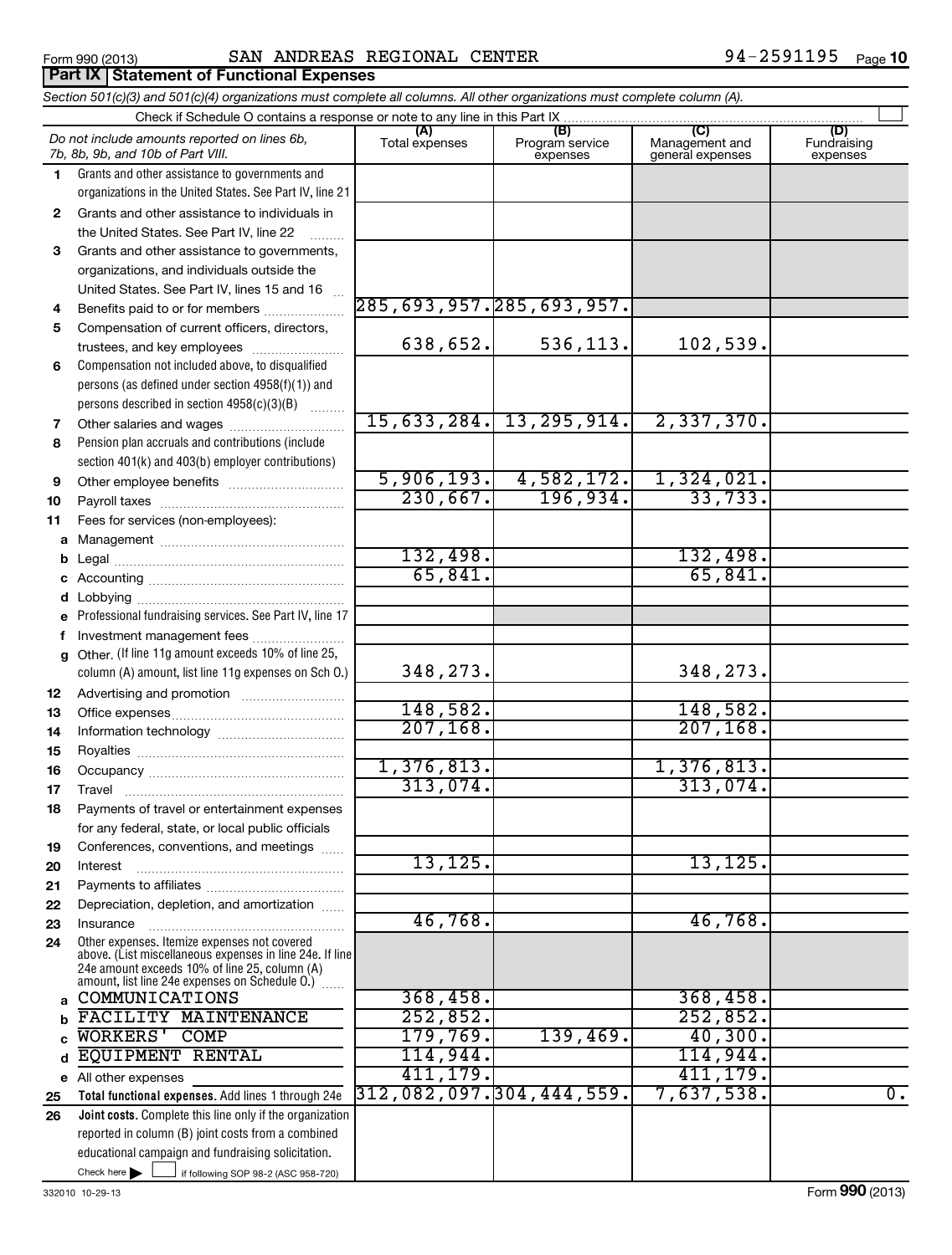Form 990 (2013) SAN ANDREAS REGIONAL CENTER 94-2591195 Page 10

## Part IX Statement of Functional Expenses

*Section 501(c)(3) and 501(c)(4) organizations must complete all columns. All other organizations must complete column (A).*

Check if Schedule O contains a response or note to any line in this Part IX

| | *Do not include amounts reported on lines 6b, 7b, 8b, 9b, and 10b of Part VIII.* | (A) Total expenses | (B) Program service expenses | (C) Management and general expenses | (D) Fundraising expenses |
|---|---|---|---|---|---|
| 1 | Grants and other assistance to governments and organizations in the United States. See Part IV, line 21 | | | | |
| 2 | Grants and other assistance to individuals in the United States. See Part IV, line 22 | | | | |
| 3 | Grants and other assistance to governments, organizations, and individuals outside the United States. See Part IV, lines 15 and 16 | | | | |
| 4 | Benefits paid to or for members | 285,693,957. | 285,693,957. | | |
| 5 | Compensation of current officers, directors, trustees, and key employees | 638,652. | 536,113. | 102,539. | |
| 6 | Compensation not included above, to disqualified persons (as defined under section 4958(f)(1)) and persons described in section 4958(c)(3)(B) | | | | |
| 7 | Other salaries and wages | 15,633,284. | 13,295,914. | 2,337,370. | |
| 8 | Pension plan accruals and contributions (include section 401(k) and 403(b) employer contributions) | | | | |
| 9 | Other employee benefits | 5,906,193. | 4,582,172. | 1,324,021. | |
| 10 | Payroll taxes | 230,667. | 196,934. | 33,733. | |
| 11 | Fees for services (non-employees): | | | | |
| a | Management | | | | |
| b | Legal | 132,498. | | 132,498. | |
| c | Accounting | 65,841. | | 65,841. | |
| d | Lobbying | | | | |
| e | Professional fundraising services. See Part IV, line 17 | | | | |
| f | Investment management fees | | | | |
| g | Other. (If line 11g amount exceeds 10% of line 25, column (A) amount, list line 11g expenses on Sch O.) | 348,273. | | 348,273. | |
| 12 | Advertising and promotion | | | | |
| 13 | Office expenses | 148,582. | | 148,582. | |
| 14 | Information technology | 207,168. | | 207,168. | |
| 15 | Royalties | | | | |
| 16 | Occupancy | 1,376,813. | | 1,376,813. | |
| 17 | Travel | 313,074. | | 313,074. | |
| 18 | Payments of travel or entertainment expenses for any federal, state, or local public officials | | | | |
| 19 | Conferences, conventions, and meetings | | | | |
| 20 | Interest | 13,125. | | 13,125. | |
| 21 | Payments to affiliates | | | | |
| 22 | Depreciation, depletion, and amortization | | | | |
| 23 | Insurance | 46,768. | | 46,768. | |
| 24 | Other expenses. Itemize expenses not covered above. (List miscellaneous expenses in line 24e. If line 24e amount exceeds 10% of line 25, column (A) amount, list line 24e expenses on Schedule O.) | | | | |
| a | COMMUNICATIONS | 368,458. | | 368,458. | |
| b | FACILITY MAINTENANCE | 252,852. | | 252,852. | |
| c | WORKERS' COMP | 179,769. | 139,469. | 40,300. | |
| d | EQUIPMENT RENTAL | 114,944. | | 114,944. | |
| e | All other expenses | 411,179. | | 411,179. | |
| 25 | **Total functional expenses.** Add lines 1 through 24e | 312,082,097. | 304,444,559. | 7,637,538. | 0. |
| 26 | **Joint costs.** Complete this line only if the organization reported in column (B) joint costs from a combined educational campaign and fundraising solicitation. Check here ☐ if following SOP 98-2 (ASC 958-720) | | | | |

332010 10-29-13 Form **990** (2013)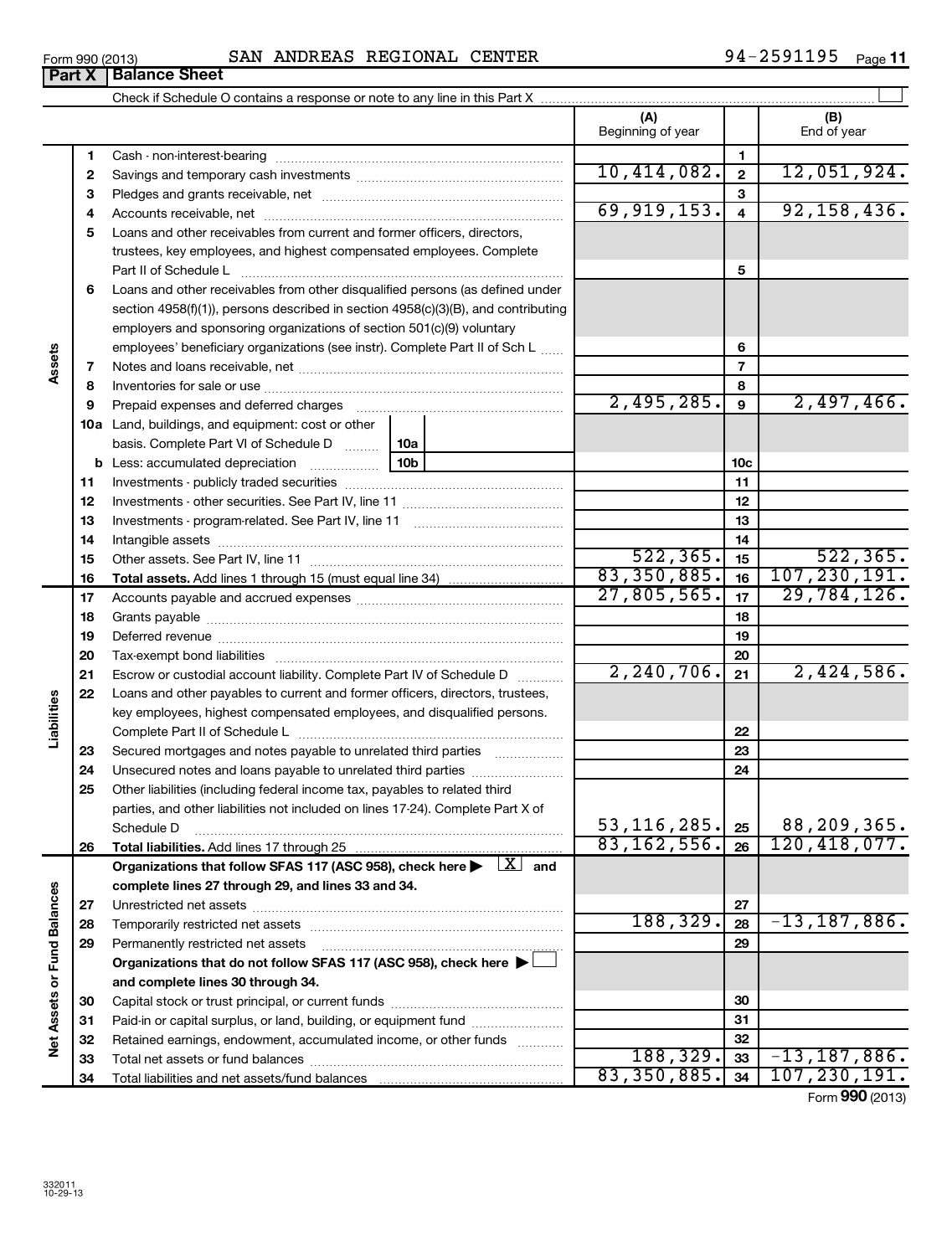Form 990 (2013) SAN ANDREAS REGIONAL CENTER 94-2591195

## Part X Balance Sheet

Check if Schedule O contains a response or note to any line in this Part X ☐

| | | | (A) Beginning of year | | (B) End of year |
|---|---|---|---|---|---|
| **Assets** | 1 | Cash - non-interest-bearing | | 1 | |
| | 2 | Savings and temporary cash investments | 10,414,082. | 2 | 12,051,924. |
| | 3 | Pledges and grants receivable, net | | 3 | |
| | 4 | Accounts receivable, net | 69,919,153. | 4 | 92,158,436. |
| | 5 | Loans and other receivables from current and former officers, directors, trustees, key employees, and highest compensated employees. Complete Part II of Schedule L | | 5 | |
| | 6 | Loans and other receivables from other disqualified persons (as defined under section 4958(f)(1)), persons described in section 4958(c)(3)(B), and contributing employers and sponsoring organizations of section 501(c)(9) voluntary employees' beneficiary organizations (see instr). Complete Part II of Sch L | | 6 | |
| | 7 | Notes and loans receivable, net | | 7 | |
| | 8 | Inventories for sale or use | | 8 | |
| | 9 | Prepaid expenses and deferred charges | 2,495,285. | 9 | 2,497,466. |
| | 10a | Land, buildings, and equipment: cost or other basis. Complete Part VI of Schedule D — 10a | | | |
| | b | Less: accumulated depreciation — 10b | | 10c | |
| | 11 | Investments - publicly traded securities | | 11 | |
| | 12 | Investments - other securities. See Part IV, line 11 | | 12 | |
| | 13 | Investments - program-related. See Part IV, line 11 | | 13 | |
| | 14 | Intangible assets | | 14 | |
| | 15 | Other assets. See Part IV, line 11 | 522,365. | 15 | 522,365. |
| | 16 | **Total assets.** Add lines 1 through 15 (must equal line 34) | 83,350,885. | 16 | 107,230,191. |
| **Liabilities** | 17 | Accounts payable and accrued expenses | 27,805,565. | 17 | 29,784,126. |
| | 18 | Grants payable | | 18 | |
| | 19 | Deferred revenue | | 19 | |
| | 20 | Tax-exempt bond liabilities | | 20 | |
| | 21 | Escrow or custodial account liability. Complete Part IV of Schedule D | 2,240,706. | 21 | 2,424,586. |
| | 22 | Loans and other payables to current and former officers, directors, trustees, key employees, highest compensated employees, and disqualified persons. Complete Part II of Schedule L | | 22 | |
| | 23 | Secured mortgages and notes payable to unrelated third parties | | 23 | |
| | 24 | Unsecured notes and loans payable to unrelated third parties | | 24 | |
| | 25 | Other liabilities (including federal income tax, payables to related third parties, and other liabilities not included on lines 17-24). Complete Part X of Schedule D | 53,116,285. | 25 | 88,209,365. |
| | 26 | **Total liabilities.** Add lines 17 through 25 | 83,162,556. | 26 | 120,418,077. |
| **Net Assets or Fund Balances** | | **Organizations that follow SFAS 117 (ASC 958), check here ▶ ☒ and complete lines 27 through 29, and lines 33 and 34.** | | | |
| | 27 | Unrestricted net assets | | 27 | |
| | 28 | Temporarily restricted net assets | 188,329. | 28 | -13,187,886. |
| | 29 | Permanently restricted net assets | | 29 | |
| | | **Organizations that do not follow SFAS 117 (ASC 958), check here ▶ ☐ and complete lines 30 through 34.** | | | |
| | 30 | Capital stock or trust principal, or current funds | | 30 | |
| | 31 | Paid-in or capital surplus, or land, building, or equipment fund | | 31 | |
| | 32 | Retained earnings, endowment, accumulated income, or other funds | | 32 | |
| | 33 | Total net assets or fund balances | 188,329. | 33 | -13,187,886. |
| | 34 | Total liabilities and net assets/fund balances | 83,350,885. | 34 | 107,230,191. |

Form **990** (2013)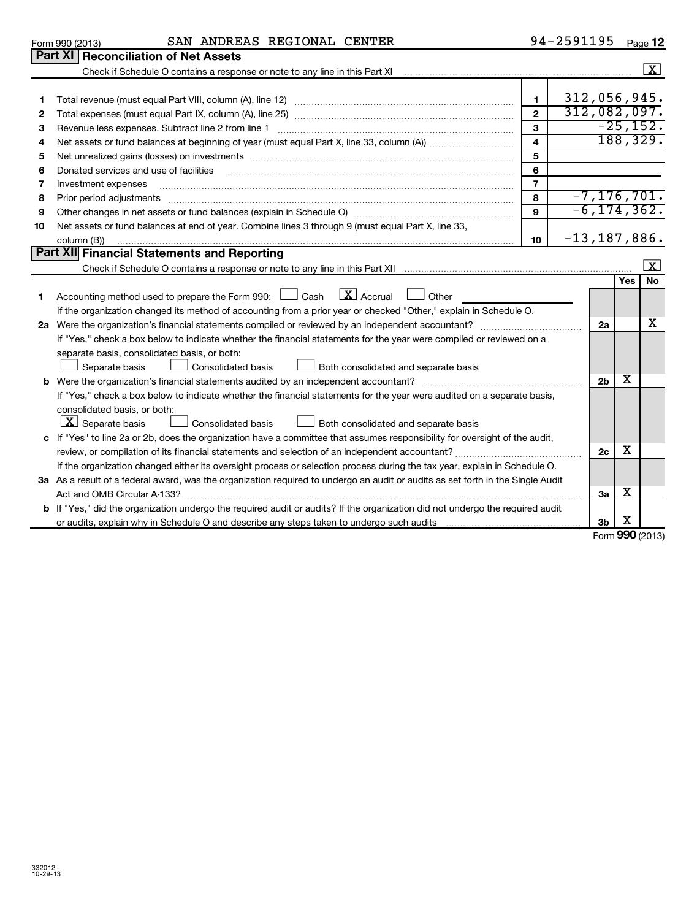Form 990 (2013) SAN ANDREAS REGIONAL CENTER 94-2591195

## Part XI Reconciliation of Net Assets

Check if Schedule O contains a response or note to any line in this Part XI [X]

| | | | |
|---|---|---|---|
| 1 | Total revenue (must equal Part VIII, column (A), line 12) | 1 | 312,056,945. |
| 2 | Total expenses (must equal Part IX, column (A), line 25) | 2 | 312,082,097. |
| 3 | Revenue less expenses. Subtract line 2 from line 1 | 3 | -25,152. |
| 4 | Net assets or fund balances at beginning of year (must equal Part X, line 33, column (A)) | 4 | 188,329. |
| 5 | Net unrealized gains (losses) on investments | 5 | |
| 6 | Donated services and use of facilities | 6 | |
| 7 | Investment expenses | 7 | |
| 8 | Prior period adjustments | 8 | -7,176,701. |
| 9 | Other changes in net assets or fund balances (explain in Schedule O) | 9 | -6,174,362. |
| 10 | Net assets or fund balances at end of year. Combine lines 3 through 9 (must equal Part X, line 33, column (B)) | 10 | -13,187,886. |

## Part XII Financial Statements and Reporting

Check if Schedule O contains a response or note to any line in this Part XII [X]

| | | | Yes | No |
|---|---|---|---|---|
| 1 | Accounting method used to prepare the Form 990: [ ] Cash [X] Accrual [ ] Other<br>If the organization changed its method of accounting from a prior year or checked "Other," explain in Schedule O. | | | |
| 2a | Were the organization's financial statements compiled or reviewed by an independent accountant?<br>If "Yes," check a box below to indicate whether the financial statements for the year were compiled or reviewed on a separate basis, consolidated basis, or both:<br>[ ] Separate basis [ ] Consolidated basis [ ] Both consolidated and separate basis | 2a | | X |
| b | Were the organization's financial statements audited by an independent accountant?<br>If "Yes," check a box below to indicate whether the financial statements for the year were audited on a separate basis, consolidated basis, or both:<br>[X] Separate basis [ ] Consolidated basis [ ] Both consolidated and separate basis | 2b | X | |
| c | If "Yes" to line 2a or 2b, does the organization have a committee that assumes responsibility for oversight of the audit, review, or compilation of its financial statements and selection of an independent accountant?<br>If the organization changed either its oversight process or selection process during the tax year, explain in Schedule O. | 2c | X | |
| 3a | As a result of a federal award, was the organization required to undergo an audit or audits as set forth in the Single Audit Act and OMB Circular A-133? | 3a | X | |
| b | If "Yes," did the organization undergo the required audit or audits? If the organization did not undergo the required audit or audits, explain why in Schedule O and describe any steps taken to undergo such audits | 3b | X | |

Form 990 (2013)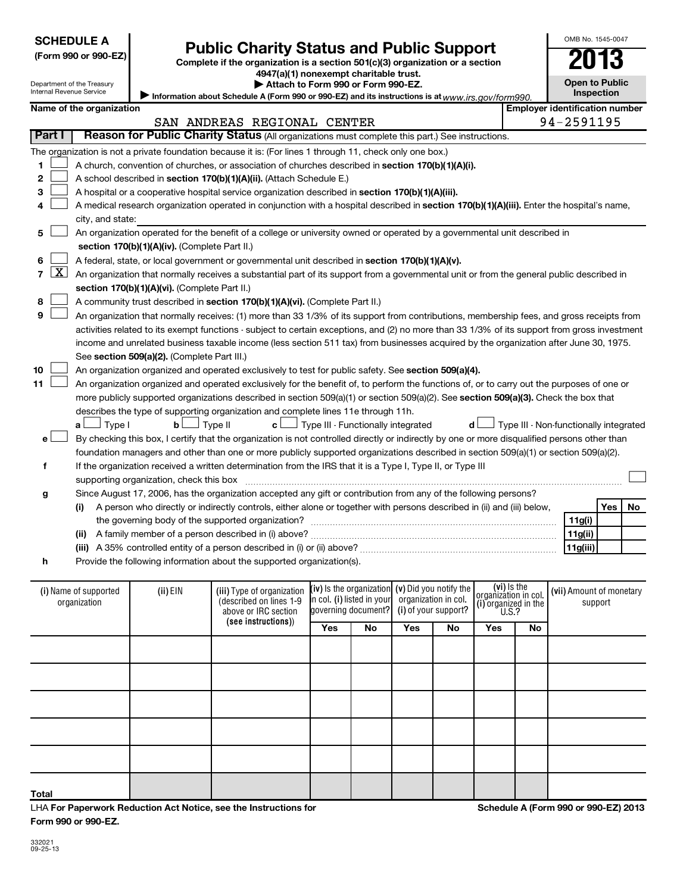**SCHEDULE A**
**(Form 990 or 990-EZ)**

Department of the Treasury
Internal Revenue Service

# Public Charity Status and Public Support

**Complete if the organization is a section 501(c)(3) organization or a section 4947(a)(1) nonexempt charitable trust.**
**▶ Attach to Form 990 or Form 990-EZ.**
▶ Information about Schedule A (Form 990 or 990-EZ) and its instructions is at *www.irs.gov/form990.*

OMB No. 1545-0047
**2013**
**Open to Public Inspection**

**Name of the organization:** SAN ANDREAS REGIONAL CENTER
**Employer identification number:** 94-2591195

**Part I — Reason for Public Charity Status** (All organizations must complete this part.) See instructions.

The organization is not a private foundation because it is: (For lines 1 through 11, check only one box.)

1. ☐ A church, convention of churches, or association of churches described in **section 170(b)(1)(A)(i).**
2. ☐ A school described in **section 170(b)(1)(A)(ii).** (Attach Schedule E.)
3. ☐ A hospital or a cooperative hospital service organization described in **section 170(b)(1)(A)(iii).**
4. ☐ A medical research organization operated in conjunction with a hospital described in **section 170(b)(1)(A)(iii).** Enter the hospital's name, city, and state:
5. ☐ An organization operated for the benefit of a college or university owned or operated by a governmental unit described in **section 170(b)(1)(A)(iv).** (Complete Part II.)
6. ☐ A federal, state, or local government or governmental unit described in **section 170(b)(1)(A)(v).**
7. ☒ An organization that normally receives a substantial part of its support from a governmental unit or from the general public described in **section 170(b)(1)(A)(vi).** (Complete Part II.)
8. ☐ A community trust described in **section 170(b)(1)(A)(vi).** (Complete Part II.)
9. ☐ An organization that normally receives: (1) more than 33 1/3% of its support from contributions, membership fees, and gross receipts from activities related to its exempt functions - subject to certain exceptions, and (2) no more than 33 1/3% of its support from gross investment income and unrelated business taxable income (less section 511 tax) from businesses acquired by the organization after June 30, 1975. See **section 509(a)(2).** (Complete Part III.)
10. ☐ An organization organized and operated exclusively to test for public safety. See **section 509(a)(4).**
11. ☐ An organization organized and operated exclusively for the benefit of, to perform the functions of, or to carry out the purposes of one or more publicly supported organizations described in section 509(a)(1) or section 509(a)(2). See **section 509(a)(3).** Check the box that describes the type of supporting organization and complete lines 11e through 11h.

   **a** ☐ Type I  **b** ☐ Type II  **c** ☐ Type III - Functionally integrated  **d** ☐ Type III - Non-functionally integrated

   **e** ☐ By checking this box, I certify that the organization is not controlled directly or indirectly by one or more disqualified persons other than foundation managers and other than one or more publicly supported organizations described in section 509(a)(1) or section 509(a)(2).

   **f** If the organization received a written determination from the IRS that it is a Type I, Type II, or Type III supporting organization, check this box ☐

   **g** Since August 17, 2006, has the organization accepted any gift or contribution from any of the following persons?

| | | | Yes | No |
|---|---|---|---|---|
| **(i)** | A person who directly or indirectly controls, either alone or together with persons described in (ii) and (iii) below, the governing body of the supported organization? | **11g(i)** | | |
| **(ii)** | A family member of a person described in (i) above? | **11g(ii)** | | |
| **(iii)** | A 35% controlled entity of a person described in (i) or (ii) above? | **11g(iii)** | | |

   **h** Provide the following information about the supported organization(s).

| (i) Name of supported organization | (ii) EIN | (iii) Type of organization (described on lines 1-9 above or IRC section (see instructions)) | (iv) Is the organization in col. (i) listed in your governing document? | | (v) Did you notify the organization in col. (i) of your support? | | (vi) Is the organization in col. (i) organized in the U.S.? | | (vii) Amount of monetary support |
|---|---|---|---|---|---|---|---|---|---|
| | | | Yes | No | Yes | No | Yes | No | |
| | | | | | | | | | |
| | | | | | | | | | |
| | | | | | | | | | |
| | | | | | | | | | |
| | | | | | | | | | |
| **Total** | | | | | | | | | |

LHA **For Paperwork Reduction Act Notice, see the Instructions for Form 990 or 990-EZ.** **Schedule A (Form 990 or 990-EZ) 2013**

332021
09-25-13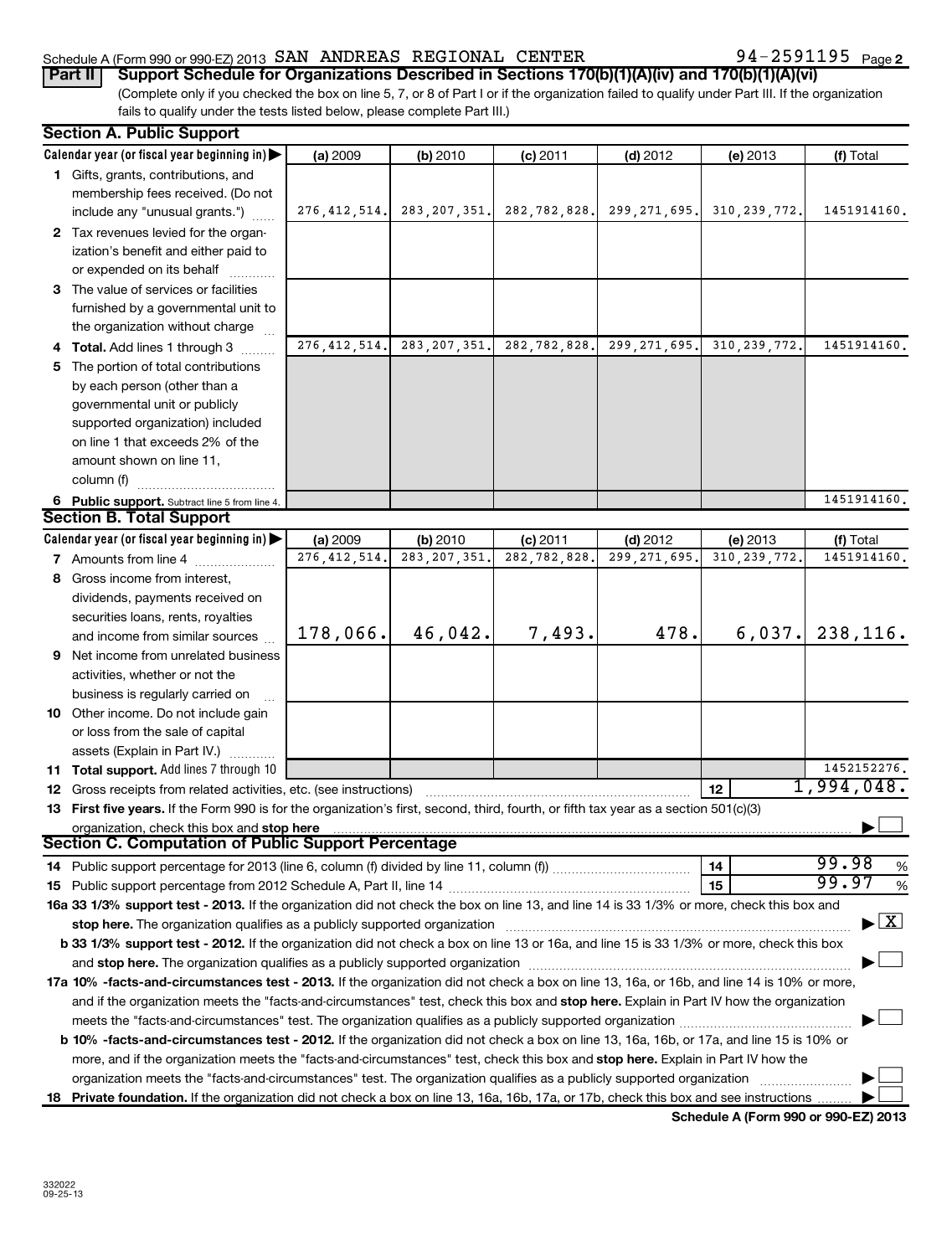Schedule A (Form 990 or 990-EZ) 2013 SAN ANDREAS REGIONAL CENTER 94-2591195 Page 2

**Part II** **Support Schedule for Organizations Described in Sections 170(b)(1)(A)(iv) and 170(b)(1)(A)(vi)**

(Complete only if you checked the box on line 5, 7, or 8 of Part I or if the organization failed to qualify under Part III. If the organization fails to qualify under the tests listed below, please complete Part III.)

## Section A. Public Support

| Calendar year (or fiscal year beginning in) ▶ | (a) 2009 | (b) 2010 | (c) 2011 | (d) 2012 | (e) 2013 | (f) Total |
|---|---|---|---|---|---|---|
| **1** Gifts, grants, contributions, and membership fees received. (Do not include any "unusual grants.") | 276,412,514. | 283,207,351. | 282,782,828. | 299,271,695. | 310,239,772. | 1451914160. |
| **2** Tax revenues levied for the organization's benefit and either paid to or expended on its behalf | | | | | | |
| **3** The value of services or facilities furnished by a governmental unit to the organization without charge | | | | | | |
| **4 Total.** Add lines 1 through 3 | 276,412,514. | 283,207,351. | 282,782,828. | 299,271,695. | 310,239,772. | 1451914160. |
| **5** The portion of total contributions by each person (other than a governmental unit or publicly supported organization) included on line 1 that exceeds 2% of the amount shown on line 11, column (f) | | | | | | |
| **6 Public support.** Subtract line 5 from line 4. | | | | | | 1451914160. |

## Section B. Total Support

| Calendar year (or fiscal year beginning in) ▶ | (a) 2009 | (b) 2010 | (c) 2011 | (d) 2012 | (e) 2013 | (f) Total |
|---|---|---|---|---|---|---|
| **7** Amounts from line 4 | 276,412,514. | 283,207,351. | 282,782,828. | 299,271,695. | 310,239,772. | 1451914160. |
| **8** Gross income from interest, dividends, payments received on securities loans, rents, royalties and income from similar sources | 178,066. | 46,042. | 7,493. | 478. | 6,037. | 238,116. |
| **9** Net income from unrelated business activities, whether or not the business is regularly carried on | | | | | | |
| **10** Other income. Do not include gain or loss from the sale of capital assets (Explain in Part IV.) | | | | | | |
| **11 Total support.** Add lines 7 through 10 | | | | | | 1452152276. |

**12** Gross receipts from related activities, etc. (see instructions) — **12** — 1,994,048.

**13 First five years.** If the Form 990 is for the organization's first, second, third, fourth, or fifth tax year as a section 501(c)(3) organization, check this box and **stop here** ▶ ☐

## Section C. Computation of Public Support Percentage

**14** Public support percentage for 2013 (line 6, column (f) divided by line 11, column (f)) — **14** — 99.98 %

**15** Public support percentage from 2012 Schedule A, Part II, line 14 — **15** — 99.97 %

**16a 33 1/3% support test - 2013.** If the organization did not check the box on line 13, and line 14 is 33 1/3% or more, check this box and **stop here.** The organization qualifies as a publicly supported organization ▶ ☒

**b 33 1/3% support test - 2012.** If the organization did not check a box on line 13 or 16a, and line 15 is 33 1/3% or more, check this box and **stop here.** The organization qualifies as a publicly supported organization ▶ ☐

**17a 10% -facts-and-circumstances test - 2013.** If the organization did not check a box on line 13, 16a, or 16b, and line 14 is 10% or more, and if the organization meets the "facts-and-circumstances" test, check this box and **stop here.** Explain in Part IV how the organization meets the "facts-and-circumstances" test. The organization qualifies as a publicly supported organization ▶ ☐

**b 10% -facts-and-circumstances test - 2012.** If the organization did not check a box on line 13, 16a, 16b, or 17a, and line 15 is 10% or more, and if the organization meets the "facts-and-circumstances" test, check this box and **stop here.** Explain in Part IV how the organization meets the "facts-and-circumstances" test. The organization qualifies as a publicly supported organization ▶ ☐

**18 Private foundation.** If the organization did not check a box on line 13, 16a, 16b, 17a, or 17b, check this box and see instructions ▶ ☐

**Schedule A (Form 990 or 990-EZ) 2013**

332022
09-25-13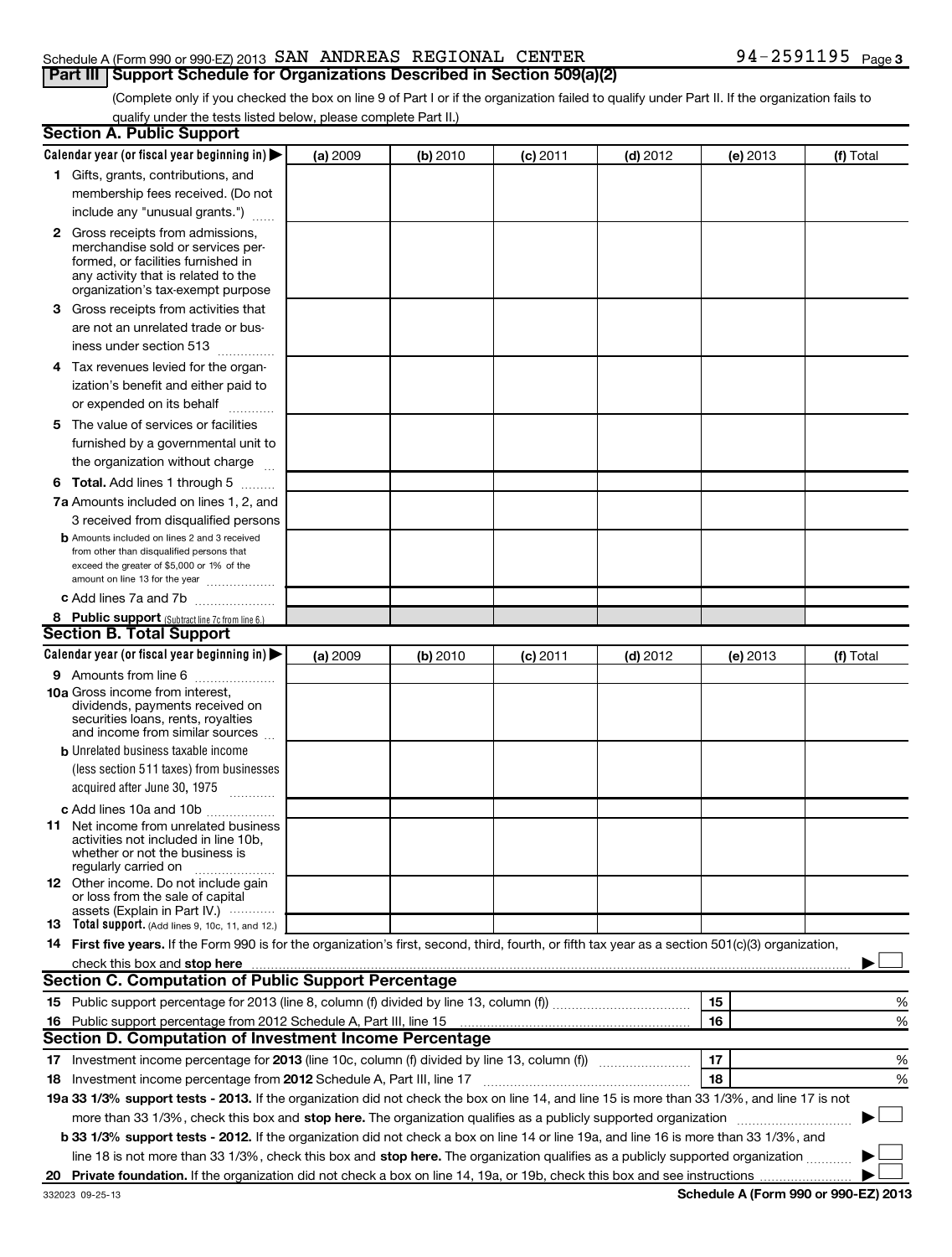Schedule A (Form 990 or 990-EZ) 2013 SAN ANDREAS REGIONAL CENTER 94-2591195

## Part III Support Schedule for Organizations Described in Section 509(a)(2)

(Complete only if you checked the box on line 9 of Part I or if the organization failed to qualify under Part II. If the organization fails to qualify under the tests listed below, please complete Part II.)

### Section A. Public Support

| Calendar year (or fiscal year beginning in) ▶ | (a) 2009 | (b) 2010 | (c) 2011 | (d) 2012 | (e) 2013 | (f) Total |
|---|---|---|---|---|---|---|
| **1** Gifts, grants, contributions, and membership fees received. (Do not include any "unusual grants.") | | | | | | |
| **2** Gross receipts from admissions, merchandise sold or services performed, or facilities furnished in any activity that is related to the organization's tax-exempt purpose | | | | | | |
| **3** Gross receipts from activities that are not an unrelated trade or business under section 513 | | | | | | |
| **4** Tax revenues levied for the organization's benefit and either paid to or expended on its behalf | | | | | | |
| **5** The value of services or facilities furnished by a governmental unit to the organization without charge | | | | | | |
| **6** **Total.** Add lines 1 through 5 | | | | | | |
| **7a** Amounts included on lines 1, 2, and 3 received from disqualified persons | | | | | | |
| **b** Amounts included on lines 2 and 3 received from other than disqualified persons that exceed the greater of $5,000 or 1% of the amount on line 13 for the year | | | | | | |
| **c** Add lines 7a and 7b | | | | | | |
| **8** **Public support** (Subtract line 7c from line 6.) | | | | | | |

### Section B. Total Support

| Calendar year (or fiscal year beginning in) ▶ | (a) 2009 | (b) 2010 | (c) 2011 | (d) 2012 | (e) 2013 | (f) Total |
|---|---|---|---|---|---|---|
| **9** Amounts from line 6 | | | | | | |
| **10a** Gross income from interest, dividends, payments received on securities loans, rents, royalties and income from similar sources | | | | | | |
| **b** Unrelated business taxable income (less section 511 taxes) from businesses acquired after June 30, 1975 | | | | | | |
| **c** Add lines 10a and 10b | | | | | | |
| **11** Net income from unrelated business activities not included in line 10b, whether or not the business is regularly carried on | | | | | | |
| **12** Other income. Do not include gain or loss from the sale of capital assets (Explain in Part IV.) | | | | | | |
| **13** **Total support.** (Add lines 9, 10c, 11, and 12.) | | | | | | |

**14** **First five years.** If the Form 990 is for the organization's first, second, third, fourth, or fifth tax year as a section 501(c)(3) organization, check this box and **stop here** ▶ ☐

### Section C. Computation of Public Support Percentage

| | | | |
|---|---|---|---|
| **15** Public support percentage for 2013 (line 8, column (f) divided by line 13, column (f)) | 15 | | % |
| **16** Public support percentage from 2012 Schedule A, Part III, line 15 | 16 | | % |

### Section D. Computation of Investment Income Percentage

| | | | |
|---|---|---|---|
| **17** Investment income percentage for **2013** (line 10c, column (f) divided by line 13, column (f)) | 17 | | % |
| **18** Investment income percentage from **2012** Schedule A, Part III, line 17 | 18 | | % |

**19a** **33 1/3% support tests - 2013.** If the organization did not check the box on line 14, and line 15 is more than 33 1/3%, and line 17 is not more than 33 1/3%, check this box and **stop here.** The organization qualifies as a publicly supported organization ▶ ☐

**b** **33 1/3% support tests - 2012.** If the organization did not check a box on line 14 or line 19a, and line 16 is more than 33 1/3%, and line 18 is not more than 33 1/3%, check this box and **stop here.** The organization qualifies as a publicly supported organization ▶ ☐

**20** **Private foundation.** If the organization did not check a box on line 14, 19a, or 19b, check this box and see instructions ▶ ☐

332023 09-25-13 **Schedule A (Form 990 or 990-EZ) 2013**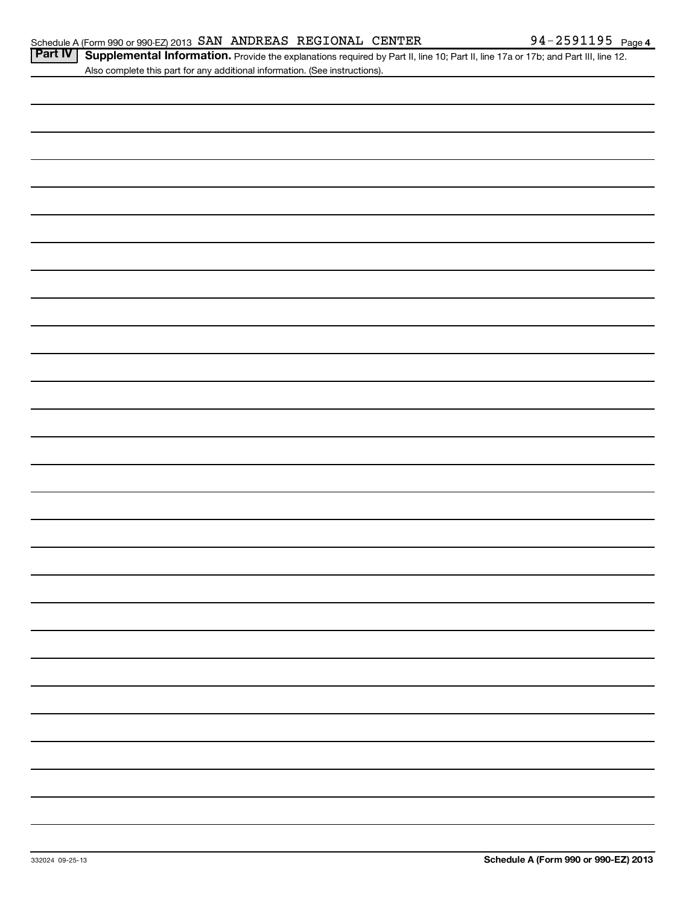## Part IV Supplemental Information.

Provide the explanations required by Part II, line 10; Part II, line 17a or 17b; and Part III, line 12. Also complete this part for any additional information. (See instructions).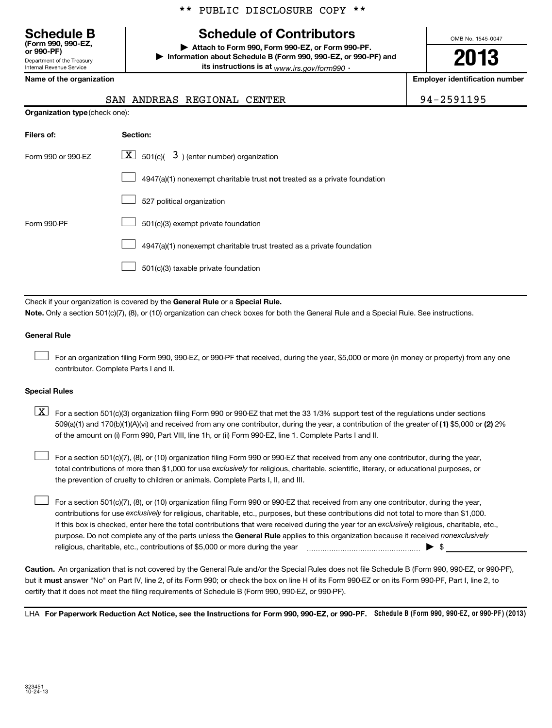** PUBLIC DISCLOSURE COPY **

# Schedule B
**(Form 990, 990-EZ, or 990-PF)**
Department of the Treasury
Internal Revenue Service

# Schedule of Contributors

▶ **Attach to Form 990, Form 990-EZ, or Form 990-PF.**
▶ **Information about Schedule B (Form 990, 990-EZ, or 990-PF) and its instructions is at** *www.irs.gov/form990* .

OMB No. 1545-0047

**2013**

| **Name of the organization** | **Employer identification number** |
|---|---|
| SAN ANDREAS REGIONAL CENTER | 94-2591195 |

**Organization type** (check one):

| **Filers of:** | **Section:** |
|---|---|
| Form 990 or 990-EZ | [X] 501(c)( 3 ) (enter number) organization |
| | [ ] 4947(a)(1) nonexempt charitable trust **not** treated as a private foundation |
| | [ ] 527 political organization |
| Form 990-PF | [ ] 501(c)(3) exempt private foundation |
| | [ ] 4947(a)(1) nonexempt charitable trust treated as a private foundation |
| | [ ] 501(c)(3) taxable private foundation |

Check if your organization is covered by the **General Rule** or a **Special Rule.**

**Note.** Only a section 501(c)(7), (8), or (10) organization can check boxes for both the General Rule and a Special Rule. See instructions.

**General Rule**

[ ] For an organization filing Form 990, 990-EZ, or 990-PF that received, during the year, $5,000 or more (in money or property) from any one contributor. Complete Parts I and II.

**Special Rules**

[X] For a section 501(c)(3) organization filing Form 990 or 990-EZ that met the 33 1/3% support test of the regulations under sections 509(a)(1) and 170(b)(1)(A)(vi) and received from any one contributor, during the year, a contribution of the greater of **(1)** $5,000 or **(2)** 2% of the amount on (i) Form 990, Part VIII, line 1h, or (ii) Form 990-EZ, line 1. Complete Parts I and II.

[ ] For a section 501(c)(7), (8), or (10) organization filing Form 990 or 990-EZ that received from any one contributor, during the year, total contributions of more than $1,000 for use *exclusively* for religious, charitable, scientific, literary, or educational purposes, or the prevention of cruelty to children or animals. Complete Parts I, II, and III.

[ ] For a section 501(c)(7), (8), or (10) organization filing Form 990 or 990-EZ that received from any one contributor, during the year, contributions for use *exclusively* for religious, charitable, etc., purposes, but these contributions did not total to more than $1,000. If this box is checked, enter here the total contributions that were received during the year for an *exclusively* religious, charitable, etc., purpose. Do not complete any of the parts unless the **General Rule** applies to this organization because it received *nonexclusively* religious, charitable, etc., contributions of $5,000 or more during the year ........ ▶ $ ____________

**Caution.** An organization that is not covered by the General Rule and/or the Special Rules does not file Schedule B (Form 990, 990-EZ, or 990-PF), but it **must** answer "No" on Part IV, line 2, of its Form 990; or check the box on line H of its Form 990-EZ or on its Form 990-PF, Part I, line 2, to certify that it does not meet the filing requirements of Schedule B (Form 990, 990-EZ, or 990-PF).

LHA **For Paperwork Reduction Act Notice, see the Instructions for Form 990, 990-EZ, or 990-PF.** **Schedule B (Form 990, 990-EZ, or 990-PF) (2013)**

323451
10-24-13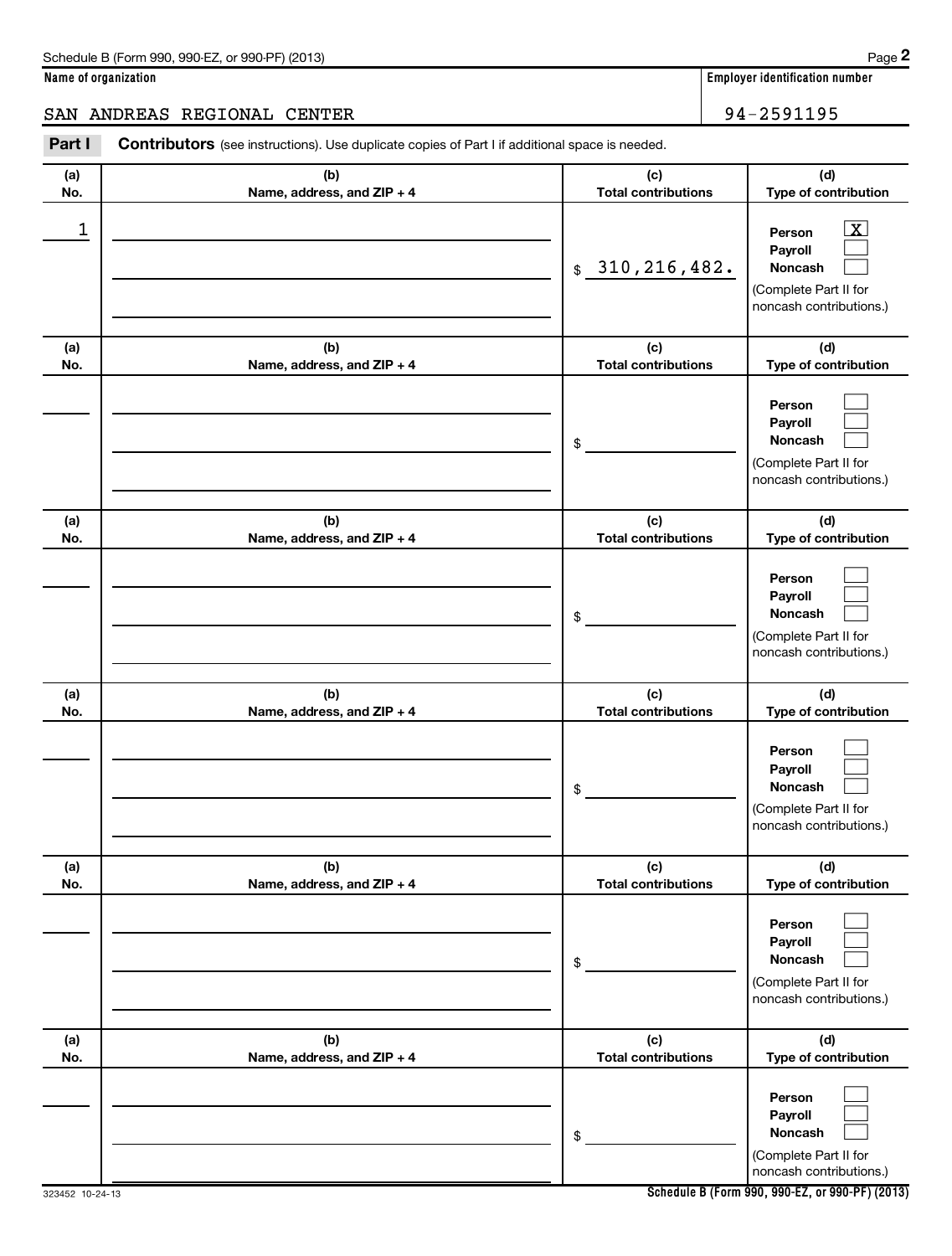Schedule B (Form 990, 990-EZ, or 990-PF) (2013)

**Name of organization**

SAN ANDREAS REGIONAL CENTER

**Employer identification number**

94-2591195

**Part I** **Contributors** (see instructions). Use duplicate copies of Part I if additional space is needed.

| (a) No. | (b) Name, address, and ZIP + 4 | (c) Total contributions | (d) Type of contribution |
|---|---|---|---|
| 1 | | $ 310,216,482. | Person [X] Payroll [ ] Noncash [ ] (Complete Part II for noncash contributions.) |
| | | $ | Person [ ] Payroll [ ] Noncash [ ] (Complete Part II for noncash contributions.) |
| | | $ | Person [ ] Payroll [ ] Noncash [ ] (Complete Part II for noncash contributions.) |
| | | $ | Person [ ] Payroll [ ] Noncash [ ] (Complete Part II for noncash contributions.) |
| | | $ | Person [ ] Payroll [ ] Noncash [ ] (Complete Part II for noncash contributions.) |
| | | $ | Person [ ] Payroll [ ] Noncash [ ] (Complete Part II for noncash contributions.) |

323452 10-24-13

**Schedule B (Form 990, 990-EZ, or 990-PF) (2013)**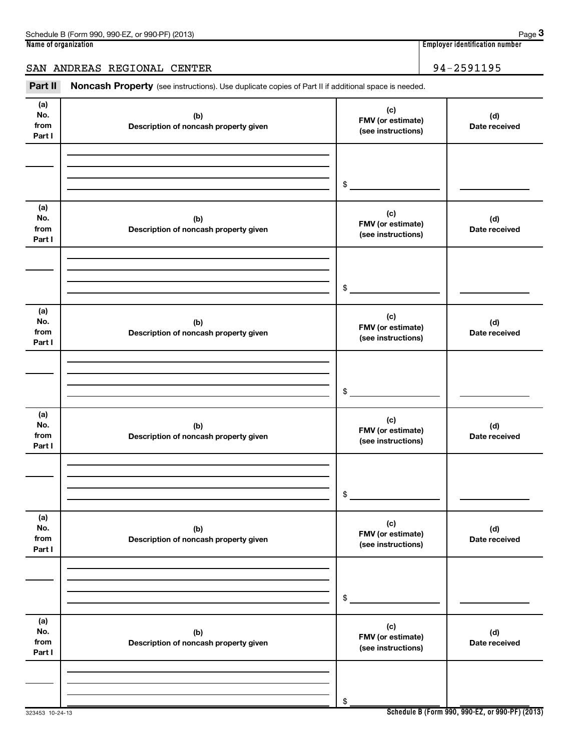**Name of organization**

SAN ANDREAS REGIONAL CENTER

**Employer identification number**

94-2591195

**Part II** **Noncash Property** (see instructions). Use duplicate copies of Part II if additional space is needed.

| (a) No. from Part I | (b) Description of noncash property given | (c) FMV (or estimate) (see instructions) | (d) Date received |
|---|---|---|---|
| | | $ | |

| (a) No. from Part I | (b) Description of noncash property given | (c) FMV (or estimate) (see instructions) | (d) Date received |
|---|---|---|---|
| | | $ | |

| (a) No. from Part I | (b) Description of noncash property given | (c) FMV (or estimate) (see instructions) | (d) Date received |
|---|---|---|---|
| | | $ | |

| (a) No. from Part I | (b) Description of noncash property given | (c) FMV (or estimate) (see instructions) | (d) Date received |
|---|---|---|---|
| | | $ | |

| (a) No. from Part I | (b) Description of noncash property given | (c) FMV (or estimate) (see instructions) | (d) Date received |
|---|---|---|---|
| | | $ | |

| (a) No. from Part I | (b) Description of noncash property given | (c) FMV (or estimate) (see instructions) | (d) Date received |
|---|---|---|---|
| | | $ | |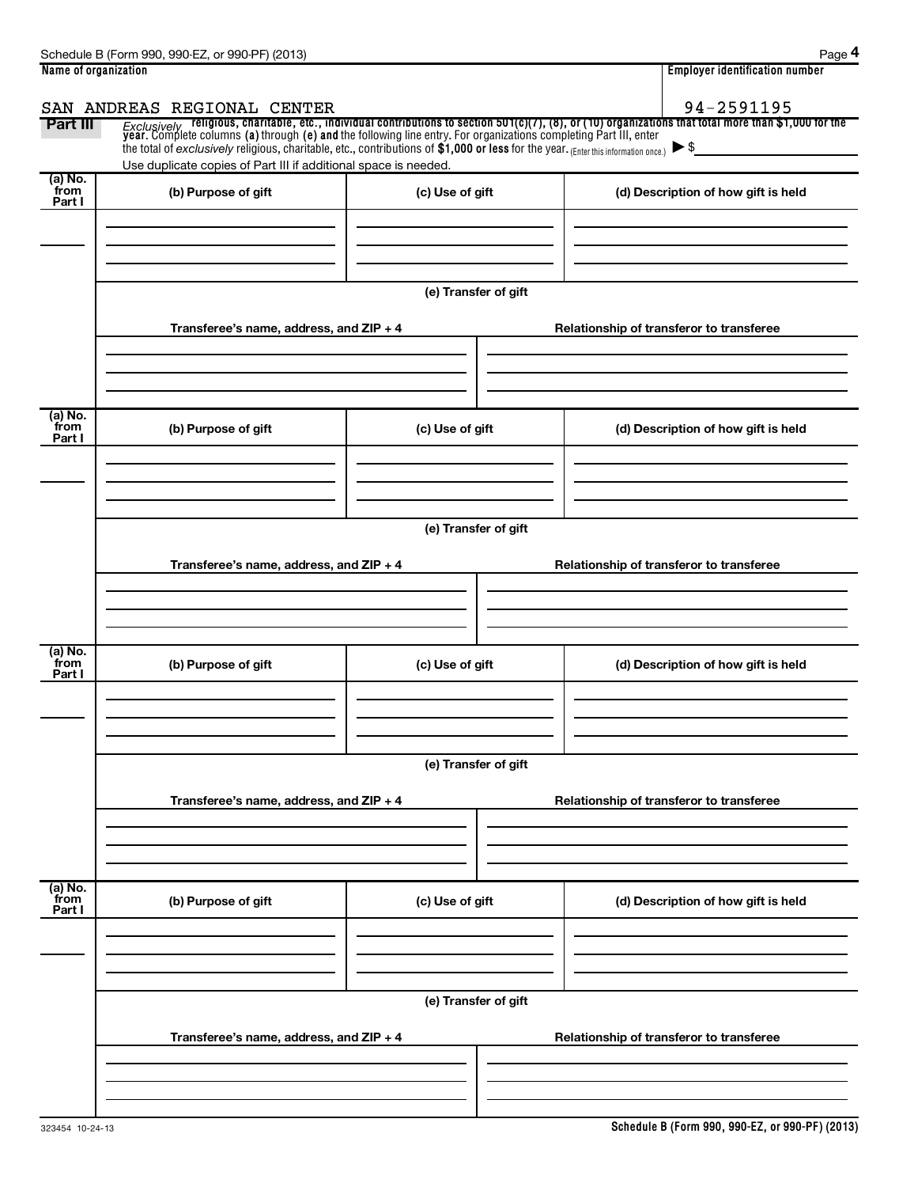**Name of organization**

SAN ANDREAS REGIONAL CENTER

**Employer identification number**

94-2591195

**Part III** *Exclusively* **religious, charitable, etc., individual contributions to section 501(c)(7), (8), or (10) organizations that total more than $1,000 for the year.** Complete columns **(a)** through **(e)** and the following line entry. For organizations completing Part III, enter the total of *exclusively* religious, charitable, etc., contributions of **$1,000 or less** for the year. (Enter this information once.) ▶ $

Use duplicate copies of Part III if additional space is needed.

| (a) No. from Part I | (b) Purpose of gift | (c) Use of gift | (d) Description of how gift is held |
|---|---|---|---|
| | | | |

(e) Transfer of gift

| Transferee's name, address, and ZIP + 4 | Relationship of transferor to transferee |
|---|---|
| | |

| (a) No. from Part I | (b) Purpose of gift | (c) Use of gift | (d) Description of how gift is held |
|---|---|---|---|
| | | | |

(e) Transfer of gift

| Transferee's name, address, and ZIP + 4 | Relationship of transferor to transferee |
|---|---|
| | |

| (a) No. from Part I | (b) Purpose of gift | (c) Use of gift | (d) Description of how gift is held |
|---|---|---|---|
| | | | |

(e) Transfer of gift

| Transferee's name, address, and ZIP + 4 | Relationship of transferor to transferee |
|---|---|
| | |

| (a) No. from Part I | (b) Purpose of gift | (c) Use of gift | (d) Description of how gift is held |
|---|---|---|---|
| | | | |

(e) Transfer of gift

| Transferee's name, address, and ZIP + 4 | Relationship of transferor to transferee |
|---|---|
| | |

323454 10-24-13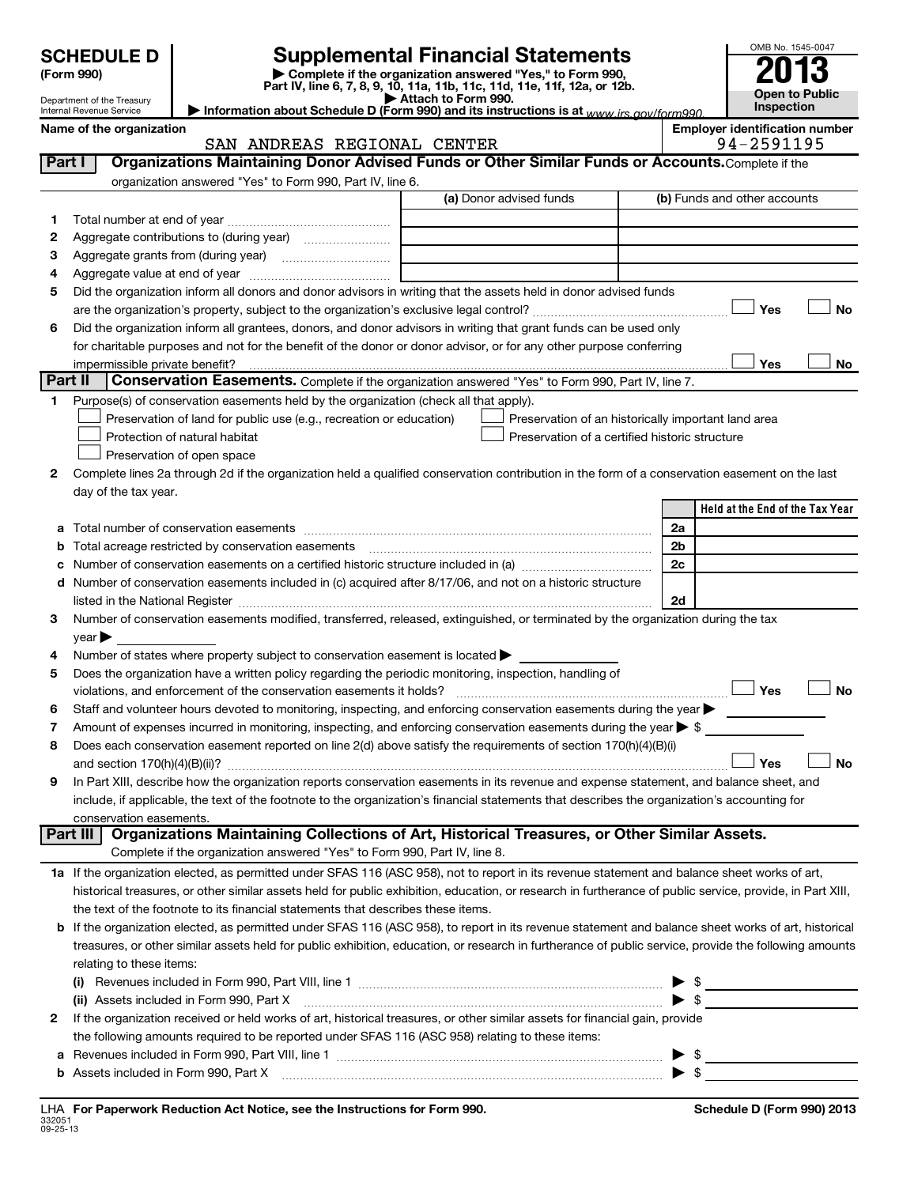# SCHEDULE D (Form 990)

Department of the Treasury
Internal Revenue Service

# Supplemental Financial Statements

▶ Complete if the organization answered "Yes," to Form 990, Part IV, line 6, 7, 8, 9, 10, 11a, 11b, 11c, 11d, 11e, 11f, 12a, or 12b.
▶ Attach to Form 990.
▶ Information about Schedule D (Form 990) and its instructions is at www.irs.gov/form990.

OMB No. 1545-0047
**2013**
**Open to Public Inspection**

**Name of the organization:** SAN ANDREAS REGIONAL CENTER
**Employer identification number:** 94-2591195

## Part I — Organizations Maintaining Donor Advised Funds or Other Similar Funds or Accounts.

Complete if the organization answered "Yes" to Form 990, Part IV, line 6.

| | | (a) Donor advised funds | (b) Funds and other accounts |
|---|---|---|---|
| 1 | Total number at end of year | | |
| 2 | Aggregate contributions to (during year) | | |
| 3 | Aggregate grants from (during year) | | |
| 4 | Aggregate value at end of year | | |

5. Did the organization inform all donors and donor advisors in writing that the assets held in donor advised funds are the organization's property, subject to the organization's exclusive legal control? ☐ Yes ☐ No
6. Did the organization inform all grantees, donors, and donor advisors in writing that grant funds can be used only for charitable purposes and not for the benefit of the donor or donor advisor, or for any other purpose conferring impermissible private benefit? ☐ Yes ☐ No

## Part II — Conservation Easements.

Complete if the organization answered "Yes" to Form 990, Part IV, line 7.

1. Purpose(s) of conservation easements held by the organization (check all that apply).
   - ☐ Preservation of land for public use (e.g., recreation or education)
   - ☐ Preservation of an historically important land area
   - ☐ Protection of natural habitat
   - ☐ Preservation of a certified historic structure
   - ☐ Preservation of open space
2. Complete lines 2a through 2d if the organization held a qualified conservation contribution in the form of a conservation easement on the last day of the tax year.

| | | | Held at the End of the Tax Year |
|---|---|---|---|
| a | Total number of conservation easements | 2a | |
| b | Total acreage restricted by conservation easements | 2b | |
| c | Number of conservation easements on a certified historic structure included in (a) | 2c | |
| d | Number of conservation easements included in (c) acquired after 8/17/06, and not on a historic structure listed in the National Register | 2d | |

3. Number of conservation easements modified, transferred, released, extinguished, or terminated by the organization during the tax year ▶
4. Number of states where property subject to conservation easement is located ▶
5. Does the organization have a written policy regarding the periodic monitoring, inspection, handling of violations, and enforcement of the conservation easements it holds? ☐ Yes ☐ No
6. Staff and volunteer hours devoted to monitoring, inspecting, and enforcing conservation easements during the year ▶
7. Amount of expenses incurred in monitoring, inspecting, and enforcing conservation easements during the year ▶ $
8. Does each conservation easement reported on line 2(d) above satisfy the requirements of section 170(h)(4)(B)(i) and section 170(h)(4)(B)(ii)? ☐ Yes ☐ No
9. In Part XIII, describe how the organization reports conservation easements in its revenue and expense statement, and balance sheet, and include, if applicable, the text of the footnote to the organization's financial statements that describes the organization's accounting for conservation easements.

## Part III — Organizations Maintaining Collections of Art, Historical Treasures, or Other Similar Assets.

Complete if the organization answered "Yes" to Form 990, Part IV, line 8.

1a. If the organization elected, as permitted under SFAS 116 (ASC 958), not to report in its revenue statement and balance sheet works of art, historical treasures, or other similar assets held for public exhibition, education, or research in furtherance of public service, provide, in Part XIII, the text of the footnote to its financial statements that describes these items.

b. If the organization elected, as permitted under SFAS 116 (ASC 958), to report in its revenue statement and balance sheet works of art, historical treasures, or other similar assets held for public exhibition, education, or research in furtherance of public service, provide the following amounts relating to these items:
   - (i) Revenues included in Form 990, Part VIII, line 1 ▶ $
   - (ii) Assets included in Form 990, Part X ▶ $

2. If the organization received or held works of art, historical treasures, or other similar assets for financial gain, provide the following amounts required to be reported under SFAS 116 (ASC 958) relating to these items:
   - a Revenues included in Form 990, Part VIII, line 1 ▶ $
   - b Assets included in Form 990, Part X ▶ $

LHA For Paperwork Reduction Act Notice, see the Instructions for Form 990.
332051 09-25-13
Schedule D (Form 990) 2013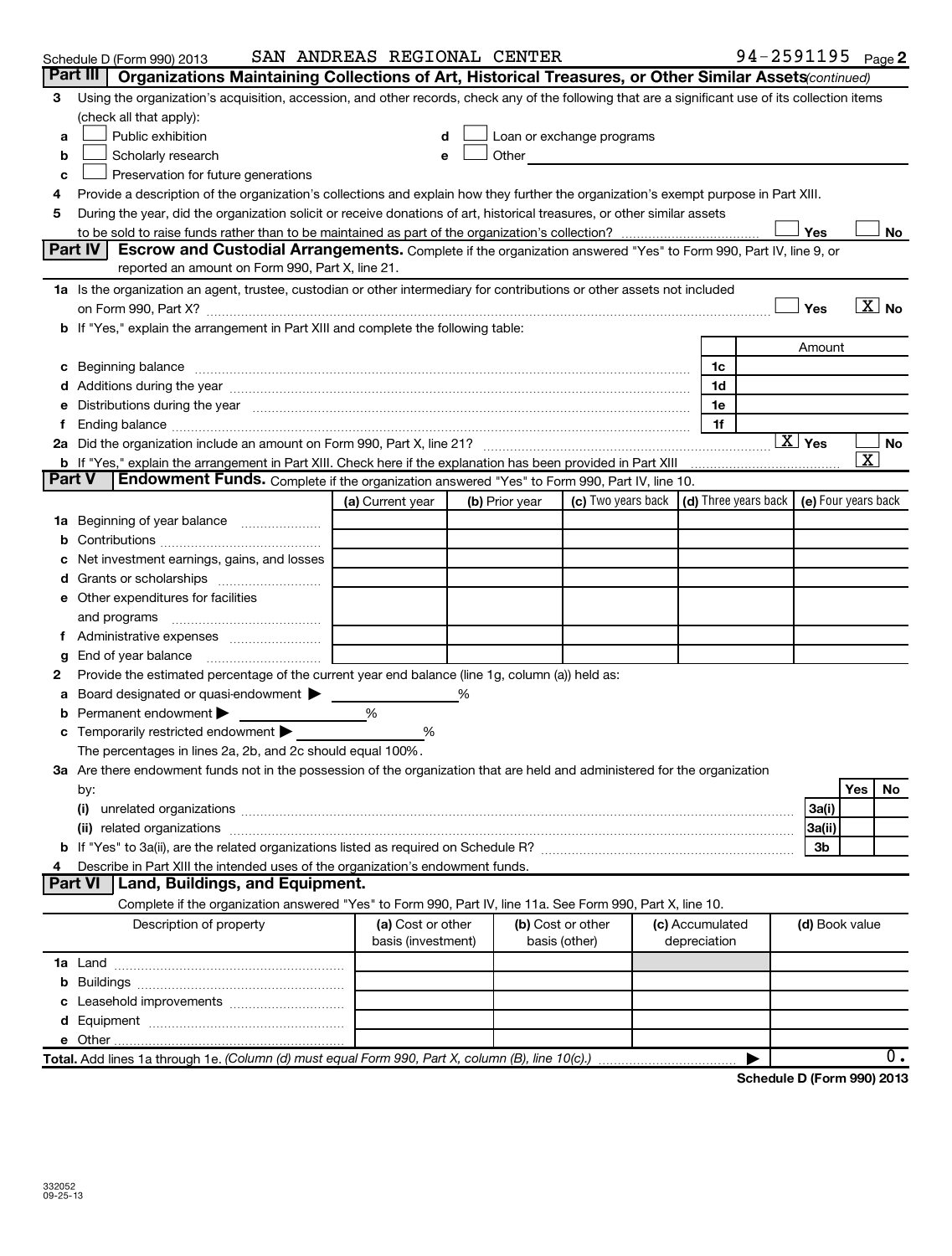Schedule D (Form 990) 2013 SAN ANDREAS REGIONAL CENTER 94-2591195 Page 2

## Part III Organizations Maintaining Collections of Art, Historical Treasures, or Other Similar Assets *(continued)*

3 Using the organization's acquisition, accession, and other records, check any of the following that are a significant use of its collection items (check all that apply):

- a ☐ Public exhibition
- b ☐ Scholarly research
- c ☐ Preservation for future generations
- d ☐ Loan or exchange programs
- e ☐ Other

4 Provide a description of the organization's collections and explain how they further the organization's exempt purpose in Part XIII.

5 During the year, did the organization solicit or receive donations of art, historical treasures, or other similar assets to be sold to raise funds rather than to be maintained as part of the organization's collection? ☐ Yes ☐ No

## Part IV Escrow and Custodial Arrangements.

Complete if the organization answered "Yes" to Form 990, Part IV, line 9, or reported an amount on Form 990, Part X, line 21.

1a Is the organization an agent, trustee, custodian or other intermediary for contributions or other assets not included on Form 990, Part X? ☐ Yes ☒ No

b If "Yes," explain the arrangement in Part XIII and complete the following table:

| | | Amount |
|---|---|---|
| c Beginning balance | 1c | |
| d Additions during the year | 1d | |
| e Distributions during the year | 1e | |
| f Ending balance | 1f | |

2a Did the organization include an amount on Form 990, Part X, line 21? ☒ Yes ☐ No

b If "Yes," explain the arrangement in Part XIII. Check here if the explanation has been provided in Part XIII ☒

## Part V Endowment Funds.

Complete if the organization answered "Yes" to Form 990, Part IV, line 10.

| | (a) Current year | (b) Prior year | (c) Two years back | (d) Three years back | (e) Four years back |
|---|---|---|---|---|---|
| 1a Beginning of year balance | | | | | |
| b Contributions | | | | | |
| c Net investment earnings, gains, and losses | | | | | |
| d Grants or scholarships | | | | | |
| e Other expenditures for facilities and programs | | | | | |
| f Administrative expenses | | | | | |
| g End of year balance | | | | | |

2 Provide the estimated percentage of the current year end balance (line 1g, column (a)) held as:

- a Board designated or quasi-endowment ▶ _____ %
- b Permanent endowment ▶ _____ %
- c Temporarily restricted endowment ▶ _____ %

The percentages in lines 2a, 2b, and 2c should equal 100%.

3a Are there endowment funds not in the possession of the organization that are held and administered for the organization by:

| | | Yes | No |
|---|---|---|---|
| (i) unrelated organizations | 3a(i) | | |
| (ii) related organizations | 3a(ii) | | |
| b If "Yes" to 3a(ii), are the related organizations listed as required on Schedule R? | 3b | | |

4 Describe in Part XIII the intended uses of the organization's endowment funds.

## Part VI Land, Buildings, and Equipment.

Complete if the organization answered "Yes" to Form 990, Part IV, line 11a. See Form 990, Part X, line 10.

| Description of property | (a) Cost or other basis (investment) | (b) Cost or other basis (other) | (c) Accumulated depreciation | (d) Book value |
|---|---|---|---|---|
| 1a Land | | | | |
| b Buildings | | | | |
| c Leasehold improvements | | | | |
| d Equipment | | | | |
| e Other | | | | |
| **Total.** Add lines 1a through 1e. *(Column (d) must equal Form 990, Part X, column (B), line 10(c).)* | | | ▶ | 0. |

**Schedule D (Form 990) 2013**

332052
09-25-13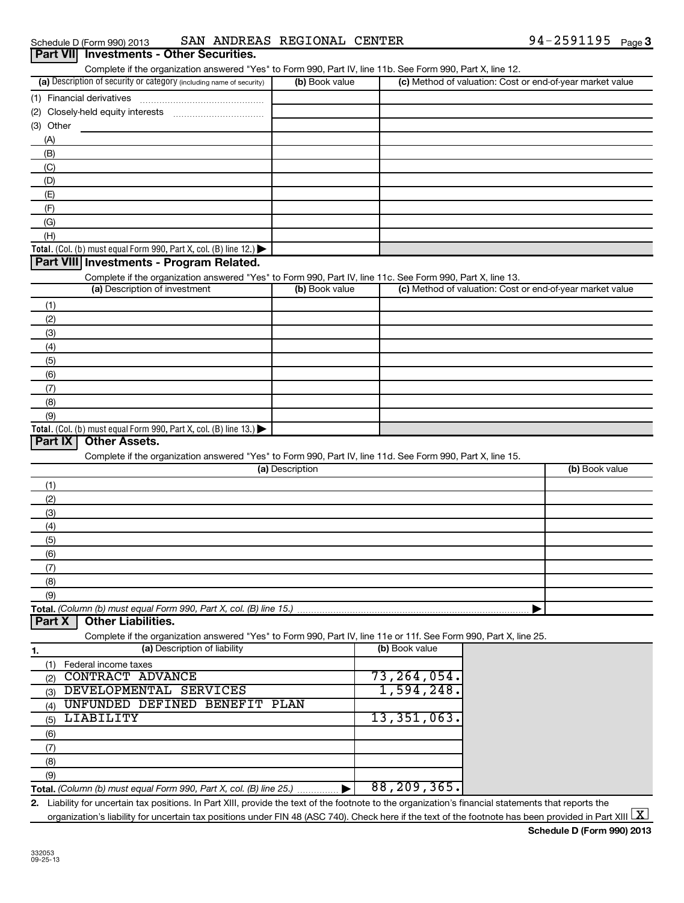Schedule D (Form 990) 2013 SAN ANDREAS REGIONAL CENTER 94-2591195 Page 3

## Part VII Investments - Other Securities.

Complete if the organization answered "Yes" to Form 990, Part IV, line 11b. See Form 990, Part X, line 12.

| (a) Description of security or category (including name of security) | (b) Book value | (c) Method of valuation: Cost or end-of-year market value |
|---|---|---|
| (1) Financial derivatives | | |
| (2) Closely-held equity interests | | |
| (3) Other | | |
| (A) | | |
| (B) | | |
| (C) | | |
| (D) | | |
| (E) | | |
| (F) | | |
| (G) | | |
| (H) | | |
| **Total.** (Col. (b) must equal Form 990, Part X, col. (B) line 12.) ▶ | | |

## Part VIII Investments - Program Related.

Complete if the organization answered "Yes" to Form 990, Part IV, line 11c. See Form 990, Part X, line 13.

| (a) Description of investment | (b) Book value | (c) Method of valuation: Cost or end-of-year market value |
|---|---|---|
| (1) | | |
| (2) | | |
| (3) | | |
| (4) | | |
| (5) | | |
| (6) | | |
| (7) | | |
| (8) | | |
| (9) | | |
| **Total.** (Col. (b) must equal Form 990, Part X, col. (B) line 13.) ▶ | | |

## Part IX Other Assets.

Complete if the organization answered "Yes" to Form 990, Part IV, line 11d. See Form 990, Part X, line 15.

| (a) Description | (b) Book value |
|---|---|
| (1) | |
| (2) | |
| (3) | |
| (4) | |
| (5) | |
| (6) | |
| (7) | |
| (8) | |
| (9) | |
| **Total.** *(Column (b) must equal Form 990, Part X, col. (B) line 15.)* ▶ | |

## Part X Other Liabilities.

Complete if the organization answered "Yes" to Form 990, Part IV, line 11e or 11f. See Form 990, Part X, line 25.

| 1. (a) Description of liability | (b) Book value |
|---|---|
| (1) Federal income taxes | |
| (2) CONTRACT ADVANCE | 73,264,054. |
| (3) DEVELOPMENTAL SERVICES | 1,594,248. |
| (4) UNFUNDED DEFINED BENEFIT PLAN | |
| (5) LIABILITY | 13,351,063. |
| (6) | |
| (7) | |
| (8) | |
| (9) | |
| **Total.** *(Column (b) must equal Form 990, Part X, col. (B) line 25.)* ▶ | 88,209,365. |

**2.** Liability for uncertain tax positions. In Part XIII, provide the text of the footnote to the organization's financial statements that reports the organization's liability for uncertain tax positions under FIN 48 (ASC 740). Check here if the text of the footnote has been provided in Part XIII [X]

**Schedule D (Form 990) 2013**

332053 09-25-13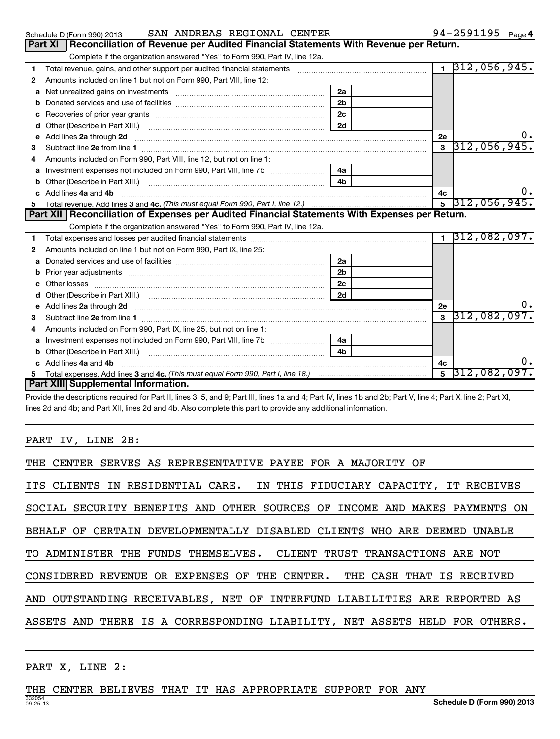Schedule D (Form 990) 2013 SAN ANDREAS REGIONAL CENTER 94-2591195 Page 4

## Part XI Reconciliation of Revenue per Audited Financial Statements With Revenue per Return.

Complete if the organization answered "Yes" to Form 990, Part IV, line 12a.

| | | | | | |
|---|---|---|---|---|---|
| 1 | Total revenue, gains, and other support per audited financial statements | | | 1 | 312,056,945. |
| 2 | Amounts included on line 1 but not on Form 990, Part VIII, line 12: | | | | |
| a | Net unrealized gains on investments | 2a | | | |
| b | Donated services and use of facilities | 2b | | | |
| c | Recoveries of prior year grants | 2c | | | |
| d | Other (Describe in Part XIII.) | 2d | | | |
| e | Add lines 2a through 2d | | | 2e | 0. |
| 3 | Subtract line 2e from line 1 | | | 3 | 312,056,945. |
| 4 | Amounts included on Form 990, Part VIII, line 12, but not on line 1: | | | | |
| a | Investment expenses not included on Form 990, Part VIII, line 7b | 4a | | | |
| b | Other (Describe in Part XIII.) | 4b | | | |
| c | Add lines 4a and 4b | | | 4c | 0. |
| 5 | Total revenue. Add lines 3 and 4c. *(This must equal Form 990, Part I, line 12.)* | | | 5 | 312,056,945. |

## Part XII Reconciliation of Expenses per Audited Financial Statements With Expenses per Return.

Complete if the organization answered "Yes" to Form 990, Part IV, line 12a.

| | | | | | |
|---|---|---|---|---|---|
| 1 | Total expenses and losses per audited financial statements | | | 1 | 312,082,097. |
| 2 | Amounts included on line 1 but not on Form 990, Part IX, line 25: | | | | |
| a | Donated services and use of facilities | 2a | | | |
| b | Prior year adjustments | 2b | | | |
| c | Other losses | 2c | | | |
| d | Other (Describe in Part XIII.) | 2d | | | |
| e | Add lines 2a through 2d | | | 2e | 0. |
| 3 | Subtract line 2e from line 1 | | | 3 | 312,082,097. |
| 4 | Amounts included on Form 990, Part IX, line 25, but not on line 1: | | | | |
| a | Investment expenses not included on Form 990, Part VIII, line 7b | 4a | | | |
| b | Other (Describe in Part XIII.) | 4b | | | |
| c | Add lines 4a and 4b | | | 4c | 0. |
| 5 | Total expenses. Add lines 3 and 4c. *(This must equal Form 990, Part I, line 18.)* | | | 5 | 312,082,097. |

## Part XIII Supplemental Information.

Provide the descriptions required for Part II, lines 3, 5, and 9; Part III, lines 1a and 4; Part IV, lines 1b and 2b; Part V, line 4; Part X, line 2; Part XI, lines 2d and 4b; and Part XII, lines 2d and 4b. Also complete this part to provide any additional information.

PART IV, LINE 2B:

THE CENTER SERVES AS REPRESENTATIVE PAYEE FOR A MAJORITY OF ITS CLIENTS IN RESIDENTIAL CARE. IN THIS FIDUCIARY CAPACITY, IT RECEIVES SOCIAL SECURITY BENEFITS AND OTHER SOURCES OF INCOME AND MAKES PAYMENTS ON BEHALF OF CERTAIN DEVELOPMENTALLY DISABLED CLIENTS WHO ARE DEEMED UNABLE TO ADMINISTER THE FUNDS THEMSELVES. CLIENT TRUST TRANSACTIONS ARE NOT CONSIDERED REVENUE OR EXPENSES OF THE CENTER. THE CASH THAT IS RECEIVED AND OUTSTANDING RECEIVABLES, NET OF INTERFUND LIABILITIES ARE REPORTED AS ASSETS AND THERE IS A CORRESPONDING LIABILITY, NET ASSETS HELD FOR OTHERS.

PART X, LINE 2:

THE CENTER BELIEVES THAT IT HAS APPROPRIATE SUPPORT FOR ANY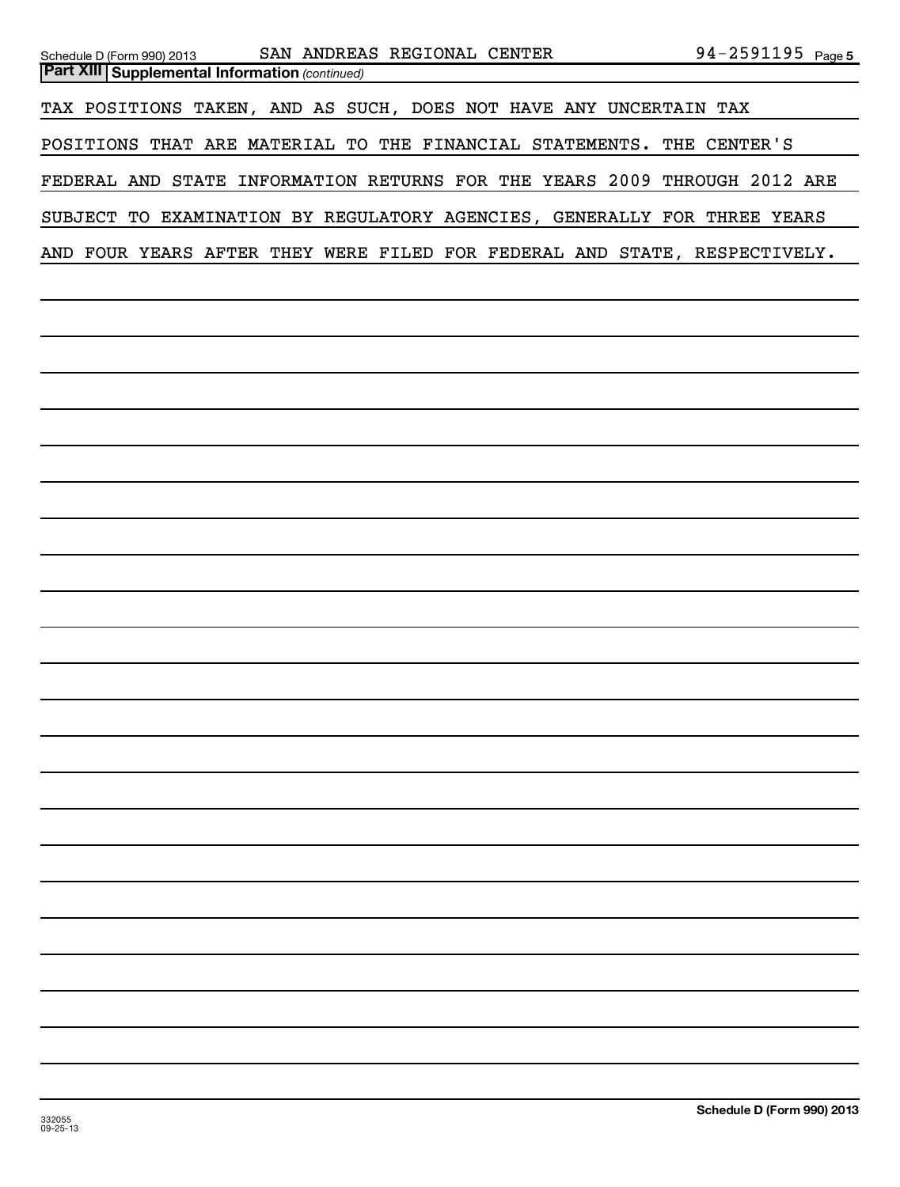**Part XIII Supplemental Information** *(continued)*

TAX POSITIONS TAKEN, AND AS SUCH, DOES NOT HAVE ANY UNCERTAIN TAX POSITIONS THAT ARE MATERIAL TO THE FINANCIAL STATEMENTS. THE CENTER'S FEDERAL AND STATE INFORMATION RETURNS FOR THE YEARS 2009 THROUGH 2012 ARE SUBJECT TO EXAMINATION BY REGULATORY AGENCIES, GENERALLY FOR THREE YEARS AND FOUR YEARS AFTER THEY WERE FILED FOR FEDERAL AND STATE, RESPECTIVELY.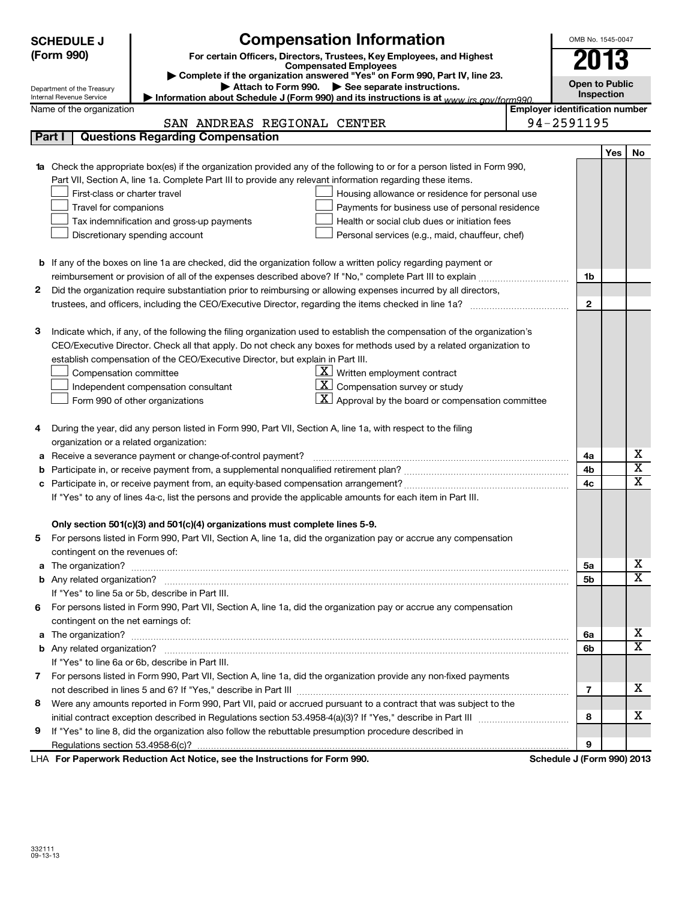**SCHEDULE J (Form 990)**

# Compensation Information

**For certain Officers, Directors, Trustees, Key Employees, and Highest Compensated Employees**

▶ **Complete if the organization answered "Yes" on Form 990, Part IV, line 23.**

▶ **Attach to Form 990.** ▶ **See separate instructions.**

▶ **Information about Schedule J (Form 990) and its instructions is at** *www.irs.gov/form990.*

OMB No. 1545-0047

**2013**

**Open to Public Inspection**

Department of the Treasury
Internal Revenue Service

| Name of the organization | Employer identification number |
|---|---|
| SAN ANDREAS REGIONAL CENTER | 94-2591195 |

## Part I | Questions Regarding Compensation

| | | | Yes | No |
|---|---|---|---|---|
| **1a** | Check the appropriate box(es) if the organization provided any of the following to or for a person listed in Form 990, Part VII, Section A, line 1a. Complete Part III to provide any relevant information regarding these items.<br>☐ First-class or charter travel ☐ Housing allowance or residence for personal use<br>☐ Travel for companions ☐ Payments for business use of personal residence<br>☐ Tax indemnification and gross-up payments ☐ Health or social club dues or initiation fees<br>☐ Discretionary spending account ☐ Personal services (e.g., maid, chauffeur, chef) | | | |
| **b** | If any of the boxes on line 1a are checked, did the organization follow a written policy regarding payment or reimbursement or provision of all of the expenses described above? If "No," complete Part III to explain | **1b** | | |
| **2** | Did the organization require substantiation prior to reimbursing or allowing expenses incurred by all directors, trustees, and officers, including the CEO/Executive Director, regarding the items checked in line 1a? | **2** | | |
| **3** | Indicate which, if any, of the following the filing organization used to establish the compensation of the organization's CEO/Executive Director. Check all that apply. Do not check any boxes for methods used by a related organization to establish compensation of the CEO/Executive Director, but explain in Part III.<br>☐ Compensation committee ☒ Written employment contract<br>☐ Independent compensation consultant ☒ Compensation survey or study<br>☐ Form 990 of other organizations ☒ Approval by the board or compensation committee | | | |
| **4** | During the year, did any person listed in Form 990, Part VII, Section A, line 1a, with respect to the filing organization or a related organization: | | | |
| **a** | Receive a severance payment or change-of-control payment? | **4a** | | X |
| **b** | Participate in, or receive payment from, a supplemental nonqualified retirement plan? | **4b** | | X |
| **c** | Participate in, or receive payment from, an equity-based compensation arrangement? | **4c** | | X |
| | If "Yes" to any of lines 4a-c, list the persons and provide the applicable amounts for each item in Part III. | | | |
| | **Only section 501(c)(3) and 501(c)(4) organizations must complete lines 5-9.** | | | |
| **5** | For persons listed in Form 990, Part VII, Section A, line 1a, did the organization pay or accrue any compensation contingent on the revenues of: | | | |
| **a** | The organization? | **5a** | | X |
| **b** | Any related organization? | **5b** | | X |
| | If "Yes" to line 5a or 5b, describe in Part III. | | | |
| **6** | For persons listed in Form 990, Part VII, Section A, line 1a, did the organization pay or accrue any compensation contingent on the net earnings of: | | | |
| **a** | The organization? | **6a** | | X |
| **b** | Any related organization? | **6b** | | X |
| | If "Yes" to line 6a or 6b, describe in Part III. | | | |
| **7** | For persons listed in Form 990, Part VII, Section A, line 1a, did the organization provide any non-fixed payments not described in lines 5 and 6? If "Yes," describe in Part III | **7** | | X |
| **8** | Were any amounts reported in Form 990, Part VII, paid or accrued pursuant to a contract that was subject to the initial contract exception described in Regulations section 53.4958-4(a)(3)? If "Yes," describe in Part III | **8** | | X |
| **9** | If "Yes" to line 8, did the organization also follow the rebuttable presumption procedure described in Regulations section 53.4958-6(c)? | **9** | | |

LHA **For Paperwork Reduction Act Notice, see the Instructions for Form 990.** **Schedule J (Form 990) 2013**

332111
09-13-13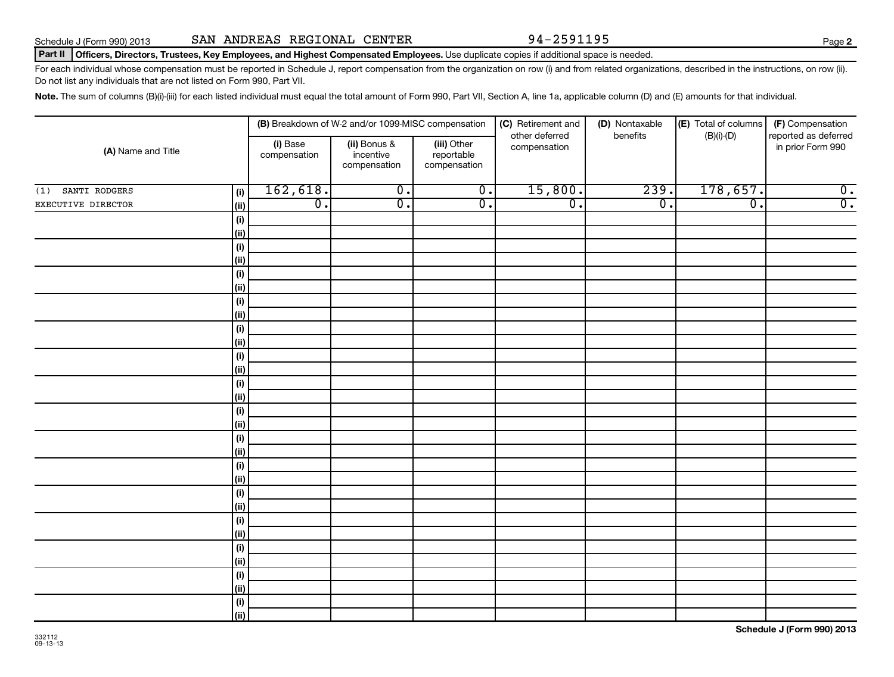Schedule J (Form 990) 2013 SAN ANDREAS REGIONAL CENTER 94-2591195

**Part II** **Officers, Directors, Trustees, Key Employees, and Highest Compensated Employees.** Use duplicate copies if additional space is needed.

For each individual whose compensation must be reported in Schedule J, report compensation from the organization on row (i) and from related organizations, described in the instructions, on row (ii). Do not list any individuals that are not listed on Form 990, Part VII.

**Note.** The sum of columns (B)(i)-(iii) for each listed individual must equal the total amount of Form 990, Part VII, Section A, line 1a, applicable column (D) and (E) amounts for that individual.

| (A) Name and Title | | (B) Breakdown of W-2 and/or 1099-MISC compensation | | | (C) Retirement and other deferred compensation | (D) Nontaxable benefits | (E) Total of columns (B)(i)-(D) | (F) Compensation reported as deferred in prior Form 990 |
|---|---|---|---|---|---|---|---|---|
| | | (i) Base compensation | (ii) Bonus & incentive compensation | (iii) Other reportable compensation | | | | |
| (1) SANTI RODGERS | (i) | 162,618. | 0. | 0. | 15,800. | 239. | 178,657. | 0. |
| EXECUTIVE DIRECTOR | (ii) | 0. | 0. | 0. | 0. | 0. | 0. | 0. |
| | (i) | | | | | | | |
| | (ii) | | | | | | | |
| | (i) | | | | | | | |
| | (ii) | | | | | | | |
| | (i) | | | | | | | |
| | (ii) | | | | | | | |
| | (i) | | | | | | | |
| | (ii) | | | | | | | |
| | (i) | | | | | | | |
| | (ii) | | | | | | | |
| | (i) | | | | | | | |
| | (ii) | | | | | | | |
| | (i) | | | | | | | |
| | (ii) | | | | | | | |
| | (i) | | | | | | | |
| | (ii) | | | | | | | |
| | (i) | | | | | | | |
| | (ii) | | | | | | | |
| | (i) | | | | | | | |
| | (ii) | | | | | | | |
| | (i) | | | | | | | |
| | (ii) | | | | | | | |
| | (i) | | | | | | | |
| | (ii) | | | | | | | |
| | (i) | | | | | | | |
| | (ii) | | | | | | | |
| | (i) | | | | | | | |
| | (ii) | | | | | | | |
| | (i) | | | | | | | |
| | (ii) | | | | | | | |

332112
09-13-13

**Schedule J (Form 990) 2013**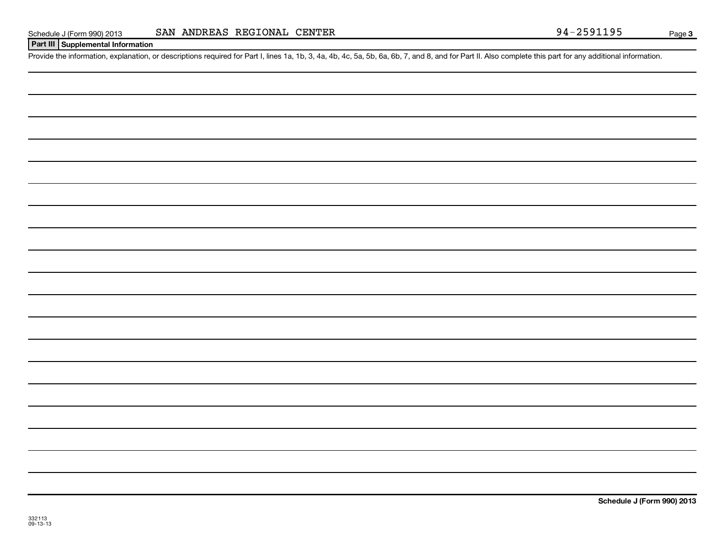Schedule J (Form 990) 2013 SAN ANDREAS REGIONAL CENTER 94-2591195

## Part III Supplemental Information

Provide the information, explanation, or descriptions required for Part I, lines 1a, 1b, 3, 4a, 4b, 4c, 5a, 5b, 6a, 6b, 7, and 8, and for Part II. Also complete this part for any additional information.

**Schedule J (Form 990) 2013**

332113
09-13-13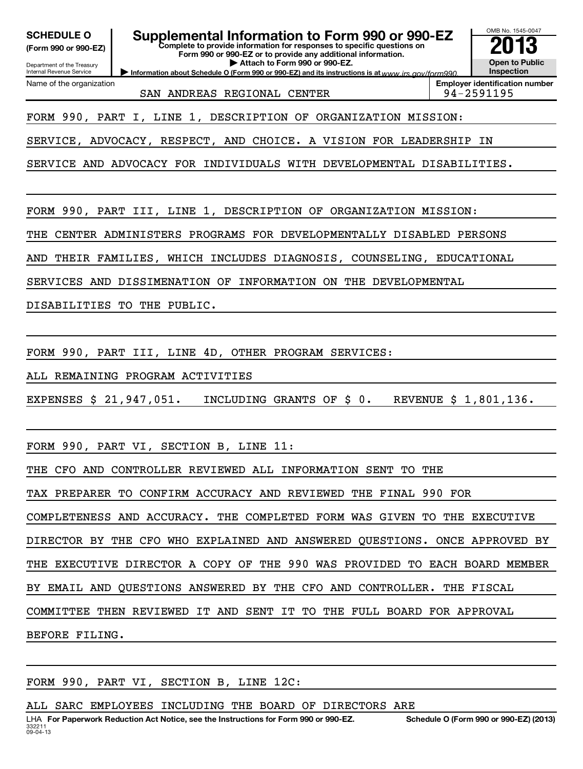**SCHEDULE O**
**(Form 990 or 990-EZ)**

Department of the Treasury
Internal Revenue Service

# Supplemental Information to Form 990 or 990-EZ

**Complete to provide information for responses to specific questions on Form 990 or 990-EZ or to provide any additional information.**
**▶ Attach to Form 990 or 990-EZ.**
**▶ Information about Schedule O (Form 990 or 990-EZ) and its instructions is at** *www.irs.gov/form990.*

OMB No. 1545-0047
**2013**
**Open to Public Inspection**

Name of the organization: SAN ANDREAS REGIONAL CENTER
**Employer identification number:** 94-2591195

FORM 990, PART I, LINE 1, DESCRIPTION OF ORGANIZATION MISSION:

SERVICE, ADVOCACY, RESPECT, AND CHOICE. A VISION FOR LEADERSHIP IN SERVICE AND ADVOCACY FOR INDIVIDUALS WITH DEVELOPMENTAL DISABILITIES.

FORM 990, PART III, LINE 1, DESCRIPTION OF ORGANIZATION MISSION:

THE CENTER ADMINISTERS PROGRAMS FOR DEVELOPMENTALLY DISABLED PERSONS AND THEIR FAMILIES, WHICH INCLUDES DIAGNOSIS, COUNSELING, EDUCATIONAL SERVICES AND DISSIMENATION OF INFORMATION ON THE DEVELOPMENTAL DISABILITIES TO THE PUBLIC.

FORM 990, PART III, LINE 4D, OTHER PROGRAM SERVICES:

ALL REMAINING PROGRAM ACTIVITIES

EXPENSES $ 21,947,051.   INCLUDING GRANTS OF $ 0.   REVENUE $ 1,801,136.

FORM 990, PART VI, SECTION B, LINE 11:

THE CFO AND CONTROLLER REVIEWED ALL INFORMATION SENT TO THE TAX PREPARER TO CONFIRM ACCURACY AND REVIEWED THE FINAL 990 FOR COMPLETENESS AND ACCURACY. THE COMPLETED FORM WAS GIVEN TO THE EXECUTIVE DIRECTOR BY THE CFO WHO EXPLAINED AND ANSWERED QUESTIONS. ONCE APPROVED BY THE EXECUTIVE DIRECTOR A COPY OF THE 990 WAS PROVIDED TO EACH BOARD MEMBER BY EMAIL AND QUESTIONS ANSWERED BY THE CFO AND CONTROLLER. THE FISCAL COMMITTEE THEN REVIEWED IT AND SENT IT TO THE FULL BOARD FOR APPROVAL BEFORE FILING.

FORM 990, PART VI, SECTION B, LINE 12C:

ALL SARC EMPLOYEES INCLUDING THE BOARD OF DIRECTORS ARE

LHA **For Paperwork Reduction Act Notice, see the Instructions for Form 990 or 990-EZ.** **Schedule O (Form 990 or 990-EZ) (2013)**
332211
09-04-13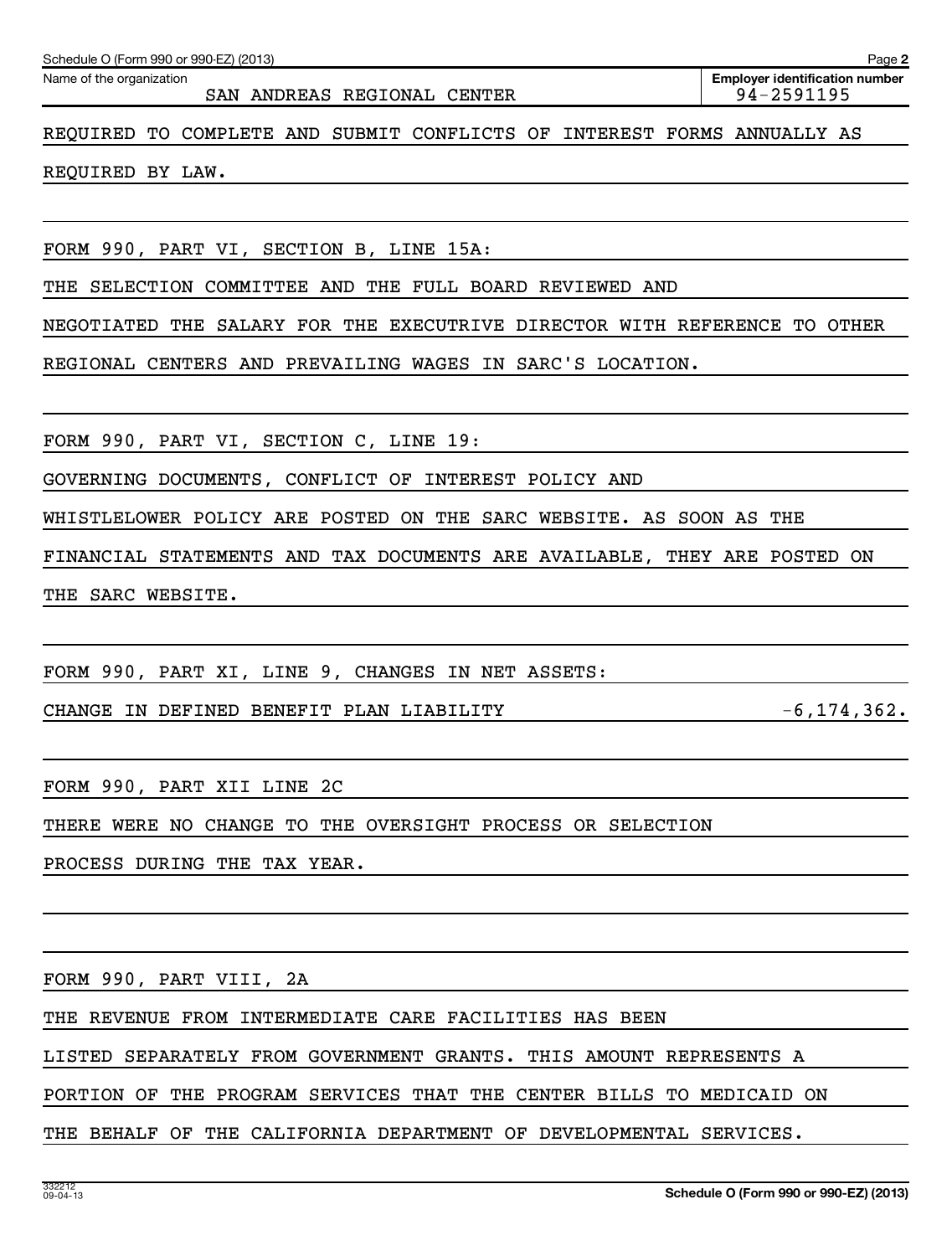Schedule O (Form 990 or 990-EZ) (2013) Page 2

Name of the organization: SAN ANDREAS REGIONAL CENTER

Employer identification number: 94-2591195

REQUIRED TO COMPLETE AND SUBMIT CONFLICTS OF INTEREST FORMS ANNUALLY AS REQUIRED BY LAW.

FORM 990, PART VI, SECTION B, LINE 15A:

THE SELECTION COMMITTEE AND THE FULL BOARD REVIEWED AND NEGOTIATED THE SALARY FOR THE EXECUTRIVE DIRECTOR WITH REFERENCE TO OTHER REGIONAL CENTERS AND PREVAILING WAGES IN SARC'S LOCATION.

FORM 990, PART VI, SECTION C, LINE 19:

GOVERNING DOCUMENTS, CONFLICT OF INTEREST POLICY AND WHISTLELOWER POLICY ARE POSTED ON THE SARC WEBSITE. AS SOON AS THE FINANCIAL STATEMENTS AND TAX DOCUMENTS ARE AVAILABLE, THEY ARE POSTED ON THE SARC WEBSITE.

FORM 990, PART XI, LINE 9, CHANGES IN NET ASSETS:

| | |
|---|---|
| CHANGE IN DEFINED BENEFIT PLAN LIABILITY | -6,174,362. |

FORM 990, PART XII LINE 2C

THERE WERE NO CHANGE TO THE OVERSIGHT PROCESS OR SELECTION PROCESS DURING THE TAX YEAR.

FORM 990, PART VIII, 2A

THE REVENUE FROM INTERMEDIATE CARE FACILITIES HAS BEEN LISTED SEPARATELY FROM GOVERNMENT GRANTS. THIS AMOUNT REPRESENTS A PORTION OF THE PROGRAM SERVICES THAT THE CENTER BILLS TO MEDICAID ON THE BEHALF OF THE CALIFORNIA DEPARTMENT OF DEVELOPMENTAL SERVICES.

332212 09-04-13 Schedule O (Form 990 or 990-EZ) (2013)